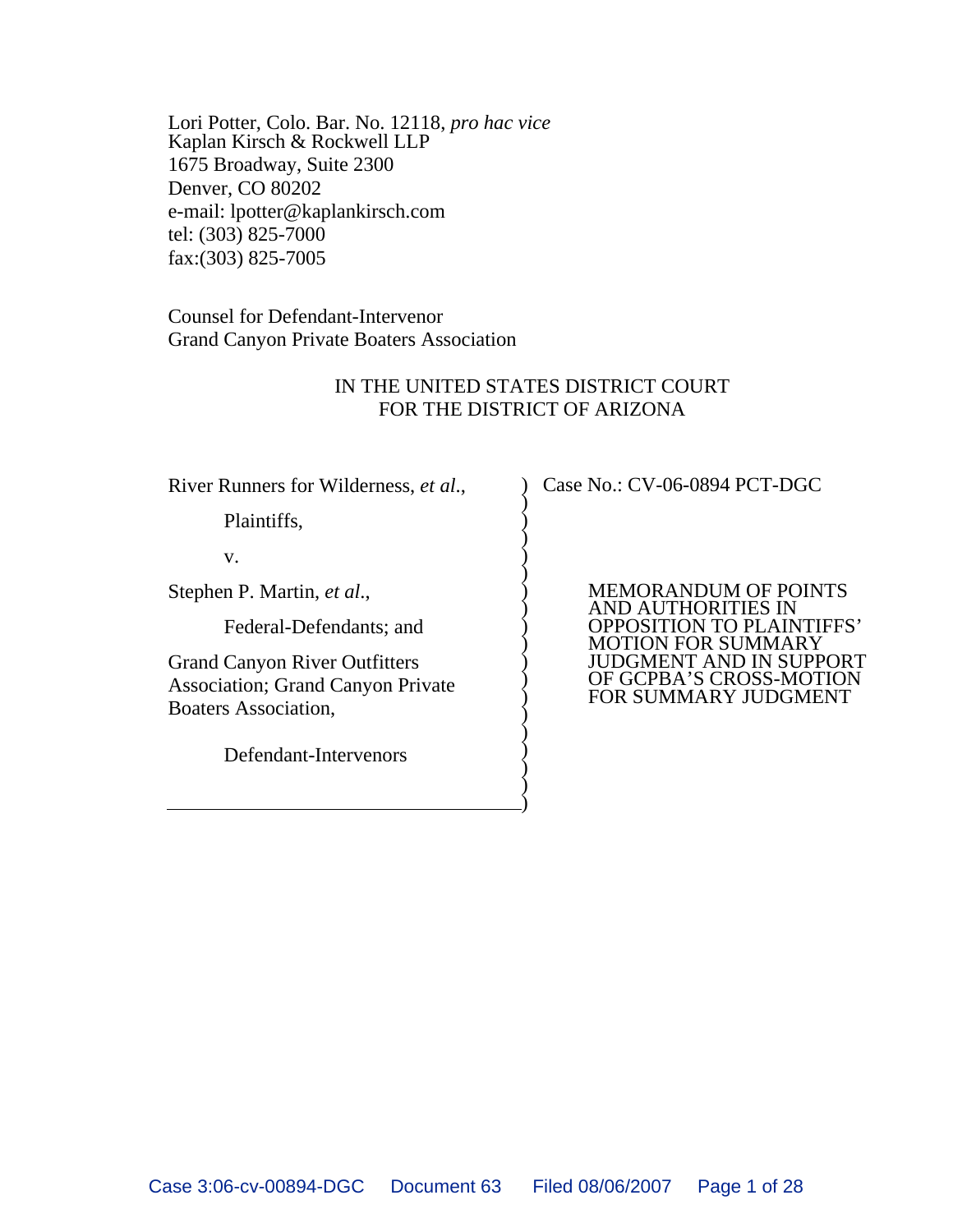Lori Potter, Colo. Bar. No. 12118, *pro hac vice*
Kaplan Kirsch & Rockwell LLP
1675 Broadway, Suite 2300
Denver, CO 80202
e-mail: lpotter@kaplankirsch.com
tel: (303) 825-7000
fax:(303) 825-7005

Counsel for Defendant-Intervenor
Grand Canyon Private Boaters Association

IN THE UNITED STATES DISTRICT COURT
FOR THE DISTRICT OF ARIZONA

| | |
|---|---|
| River Runners for Wilderness, *et al*., | Case No.: CV-06-0894 PCT-DGC |
| Plaintiffs, | |
| v. | |
| Stephen P. Martin, *et al.*, | MEMORANDUM OF POINTS AND AUTHORITIES IN OPPOSITION TO PLAINTIFFS' MOTION FOR SUMMARY JUDGMENT AND IN SUPPORT OF GCPBA'S CROSS-MOTION FOR SUMMARY JUDGMENT |
| Federal-Defendants; and | |
| Grand Canyon River Outfitters Association; Grand Canyon Private Boaters Association, | |
| Defendant-Intervenors | |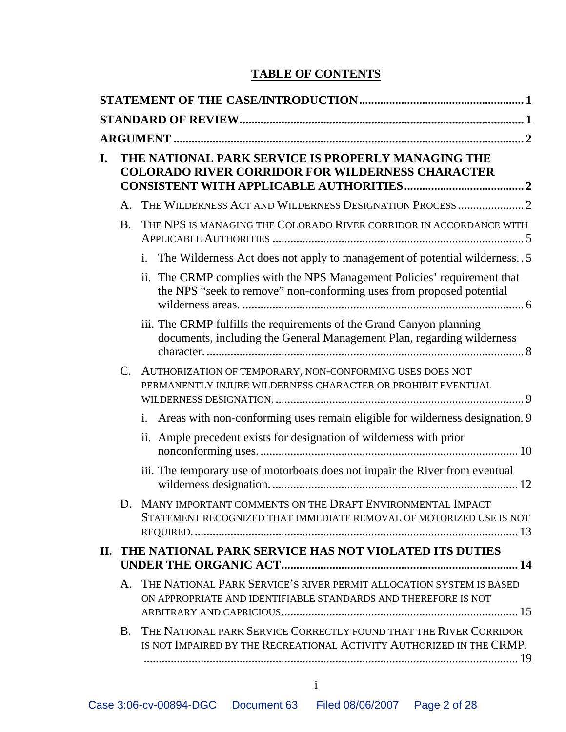# TABLE OF CONTENTS

STATEMENT OF THE CASE/INTRODUCTION ....................................................... 1

STANDARD OF REVIEW ............................................................................................ 1

ARGUMENT ................................................................................................................. 2

I. THE NATIONAL PARK SERVICE IS PROPERLY MANAGING THE COLORADO RIVER CORRIDOR FOR WILDERNESS CHARACTER CONSISTENT WITH APPLICABLE AUTHORITIES ........................................ 2

  A. THE WILDERNESS ACT AND WILDERNESS DESIGNATION PROCESS ...................... 2

  B. THE NPS IS MANAGING THE COLORADO RIVER CORRIDOR IN ACCORDANCE WITH APPLICABLE AUTHORITIES .................................................................................. 5

    i. The Wilderness Act does not apply to management of potential wilderness. . 5

    ii. The CRMP complies with the NPS Management Policies' requirement that the NPS "seek to remove" non-conforming uses from proposed potential wilderness areas. .............................................................................................. 6

    iii. The CRMP fulfills the requirements of the Grand Canyon planning documents, including the General Management Plan, regarding wilderness character. ........................................................................................................ 8

  C. AUTHORIZATION OF TEMPORARY, NON-CONFORMING USES DOES NOT PERMANENTLY INJURE WILDERNESS CHARACTER OR PROHIBIT EVENTUAL WILDERNESS DESIGNATION. .................................................................................. 9

    i. Areas with non-conforming uses remain eligible for wilderness designation. 9

    ii. Ample precedent exists for designation of wilderness with prior nonconforming uses. ..................................................................................... 10

    iii. The temporary use of motorboats does not impair the River from eventual wilderness designation. ................................................................................. 12

  D. MANY IMPORTANT COMMENTS ON THE DRAFT ENVIRONMENTAL IMPACT STATEMENT RECOGNIZED THAT IMMEDIATE REMOVAL OF MOTORIZED USE IS NOT REQUIRED. ........................................................................................................... 13

II. THE NATIONAL PARK SERVICE HAS NOT VIOLATED ITS DUTIES UNDER THE ORGANIC ACT .............................................................................. 14

  A. THE NATIONAL PARK SERVICE'S RIVER PERMIT ALLOCATION SYSTEM IS BASED ON APPROPRIATE AND IDENTIFIABLE STANDARDS AND THEREFORE IS NOT ARBITRARY AND CAPRICIOUS. .............................................................................. 15

  B. THE NATIONAL PARK SERVICE CORRECTLY FOUND THAT THE RIVER CORRIDOR IS NOT IMPAIRED BY THE RECREATIONAL ACTIVITY AUTHORIZED IN THE CRMP. ............................................................................................................................. 19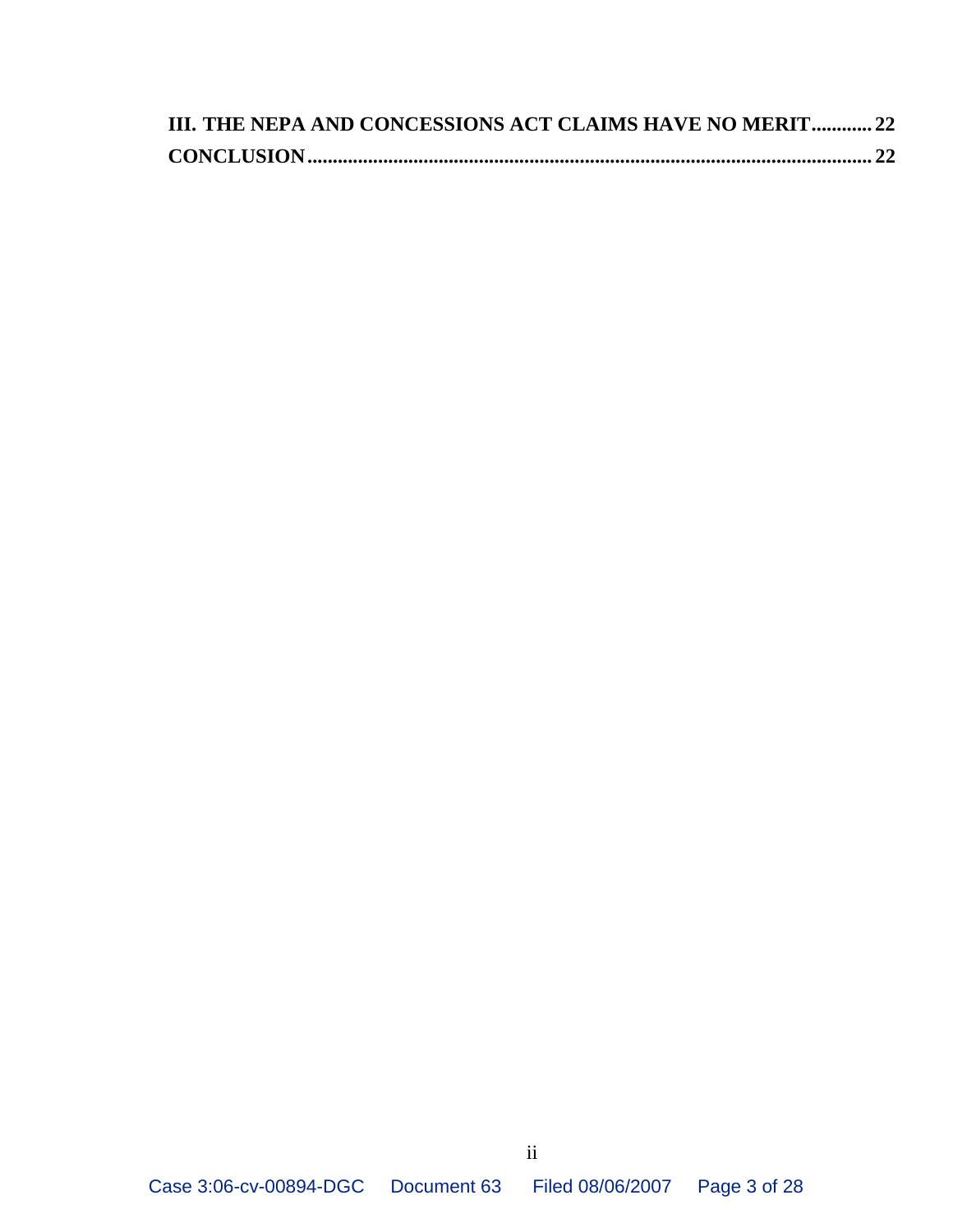**III. THE NEPA AND CONCESSIONS ACT CLAIMS HAVE NO MERIT............ 22**

**CONCLUSION................................................................................................................. 22**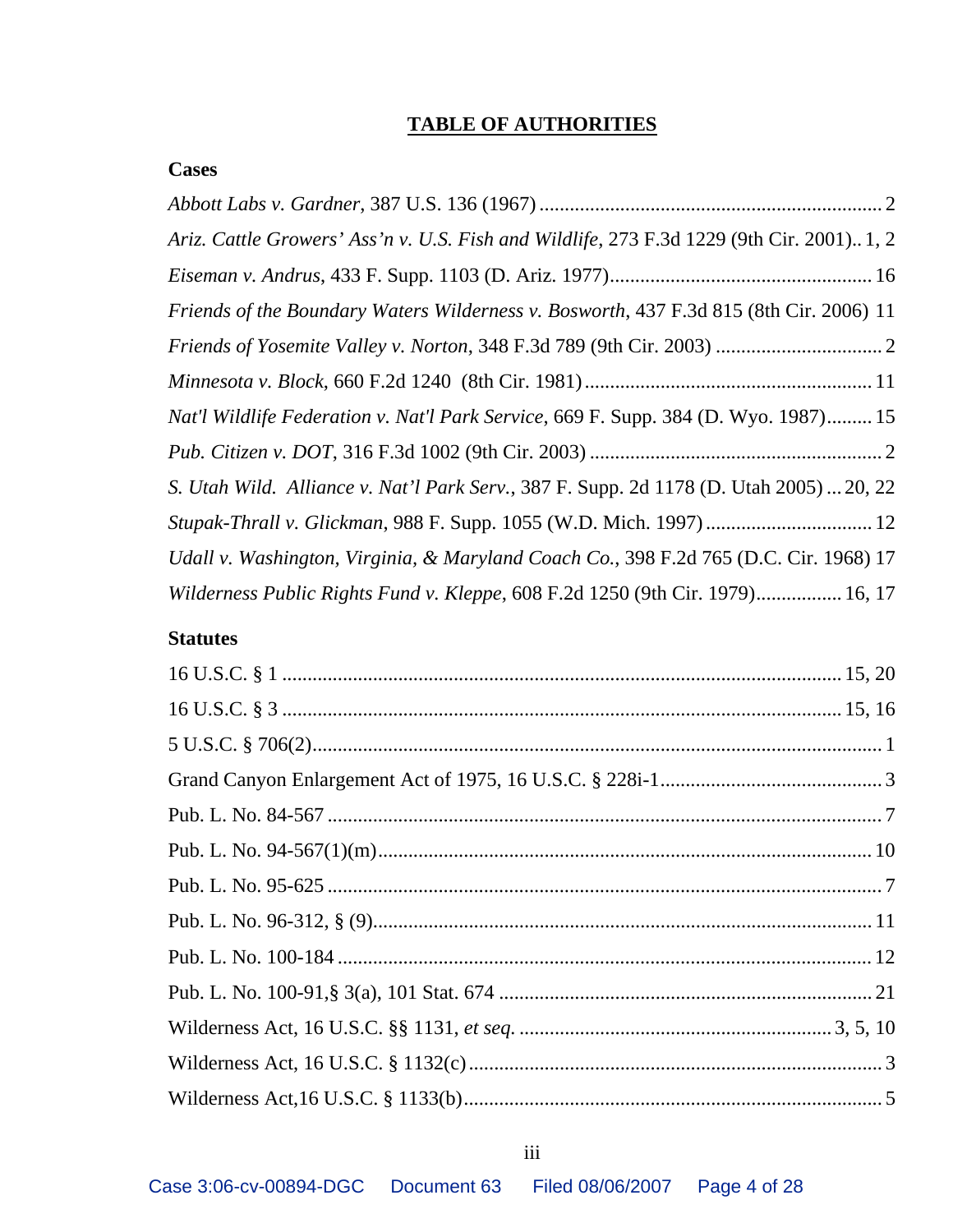# TABLE OF AUTHORITIES

## Cases

*Abbott Labs v. Gardner*, 387 U.S. 136 (1967) .................................................................... 2

*Ariz. Cattle Growers' Ass'n v. U.S. Fish and Wildlife*, 273 F.3d 1229 (9th Cir. 2001).. 1, 2

*Eiseman v. Andrus*, 433 F. Supp. 1103 (D. Ariz. 1977).................................................... 16

*Friends of the Boundary Waters Wilderness v. Bosworth*, 437 F.3d 815 (8th Cir. 2006) 11

*Friends of Yosemite Valley v. Norton*, 348 F.3d 789 (9th Cir. 2003) ................................. 2

*Minnesota v. Block*, 660 F.2d 1240 (8th Cir. 1981)......................................................... 11

*Nat'l Wildlife Federation v. Nat'l Park Service*, 669 F. Supp. 384 (D. Wyo. 1987)......... 15

*Pub. Citizen v. DOT*, 316 F.3d 1002 (9th Cir. 2003) .......................................................... 2

*S. Utah Wild. Alliance v. Nat'l Park Serv.*, 387 F. Supp. 2d 1178 (D. Utah 2005) ... 20, 22

*Stupak-Thrall v. Glickman*, 988 F. Supp. 1055 (W.D. Mich. 1997) ................................. 12

*Udall v. Washington, Virginia, & Maryland Coach Co.*, 398 F.2d 765 (D.C. Cir. 1968) 17

*Wilderness Public Rights Fund v. Kleppe*, 608 F.2d 1250 (9th Cir. 1979)................. 16, 17

## Statutes

16 U.S.C. § 1 ............................................................................................................. 15, 20

16 U.S.C. § 3 ............................................................................................................. 15, 16

5 U.S.C. § 706(2)................................................................................................................ 1

Grand Canyon Enlargement Act of 1975, 16 U.S.C. § 228i-1............................................ 3

Pub. L. No. 84-567 ............................................................................................................ 7

Pub. L. No. 94-567(1)(m)................................................................................................. 10

Pub. L. No. 95-625 ............................................................................................................ 7

Pub. L. No. 96-312, § (9).................................................................................................. 11

Pub. L. No. 100-184 .......................................................................................................... 12

Pub. L. No. 100-91,§ 3(a), 101 Stat. 674 .......................................................................... 21

Wilderness Act, 16 U.S.C. §§ 1131, *et seq.* ............................................................. 3, 5, 10

Wilderness Act, 16 U.S.C. § 1132(c) .................................................................................. 3

Wilderness Act,16 U.S.C. § 1133(b)................................................................................... 5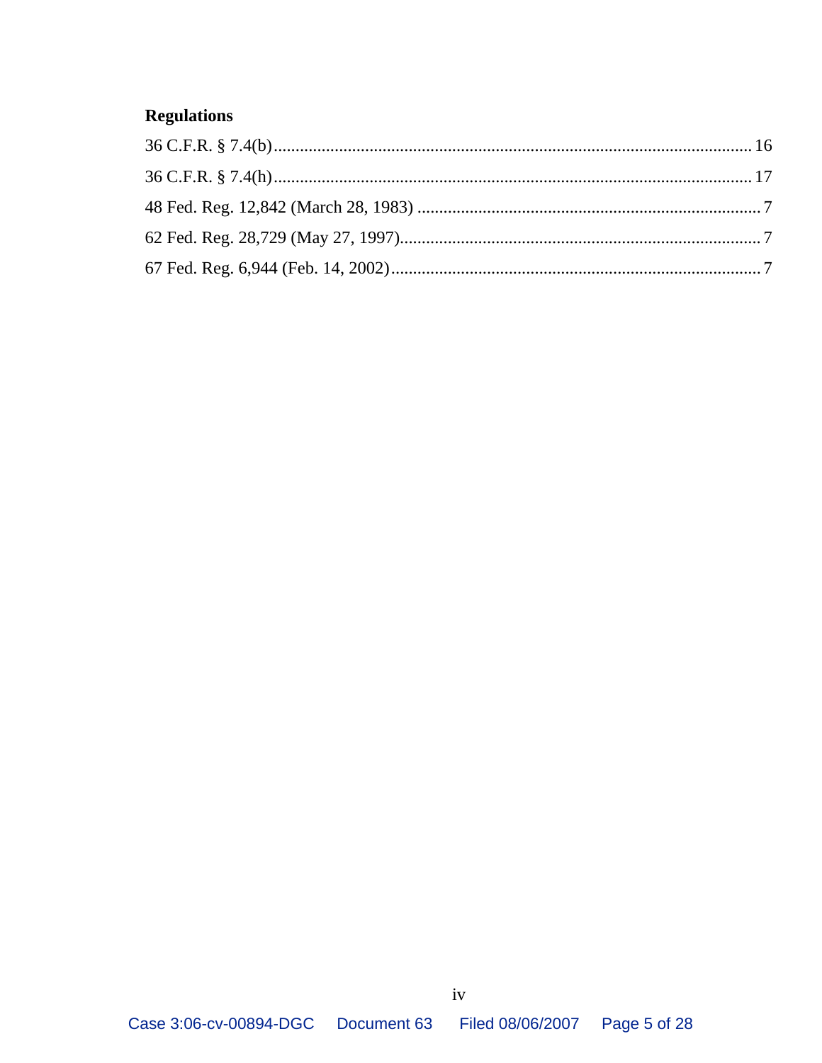**Regulations**

36 C.F.R. § 7.4(b) ............................................................................................................. 16

36 C.F.R. § 7.4(h) ............................................................................................................. 17

48 Fed. Reg. 12,842 (March 28, 1983) ............................................................................. 7

62 Fed. Reg. 28,729 (May 27, 1997)................................................................................. 7

67 Fed. Reg. 6,944 (Feb. 14, 2002).................................................................................... 7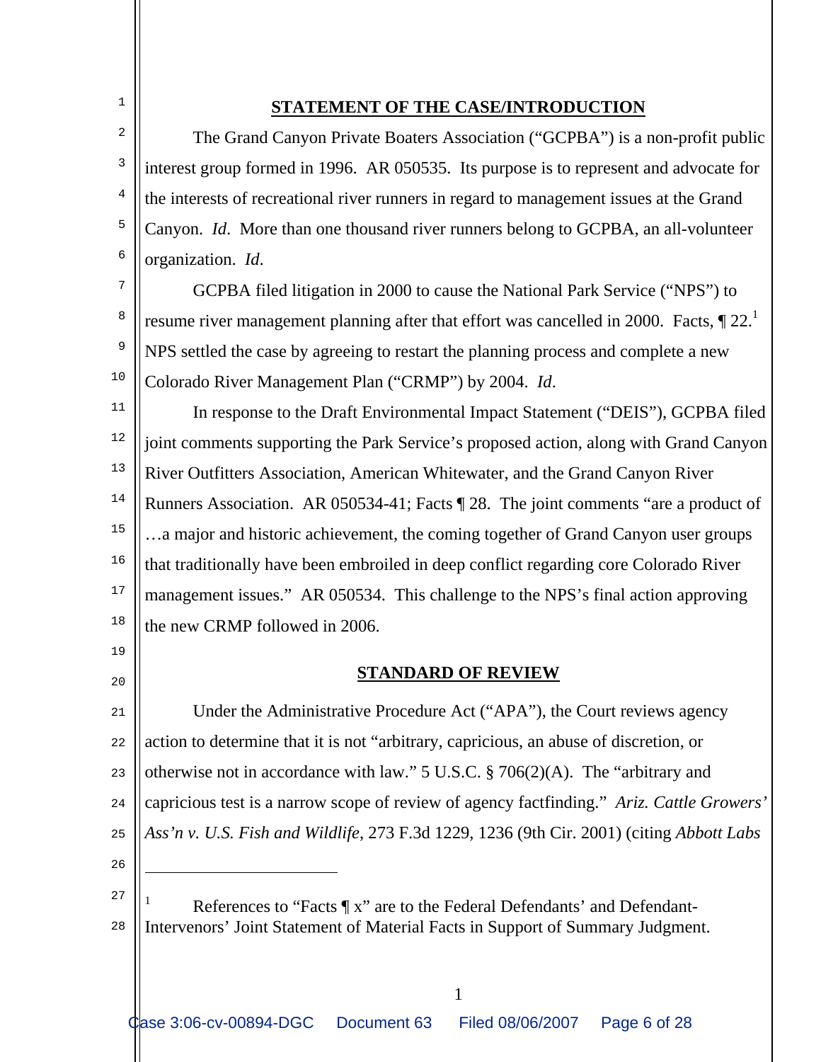## STATEMENT OF THE CASE/INTRODUCTION

The Grand Canyon Private Boaters Association ("GCPBA") is a non-profit public interest group formed in 1996. AR 050535. Its purpose is to represent and advocate for the interests of recreational river runners in regard to management issues at the Grand Canyon. *Id*. More than one thousand river runners belong to GCPBA, an all-volunteer organization. *Id*.

GCPBA filed litigation in 2000 to cause the National Park Service ("NPS") to resume river management planning after that effort was cancelled in 2000. Facts, ¶ 22.[1] NPS settled the case by agreeing to restart the planning process and complete a new Colorado River Management Plan ("CRMP") by 2004. *Id*.

In response to the Draft Environmental Impact Statement ("DEIS"), GCPBA filed joint comments supporting the Park Service's proposed action, along with Grand Canyon River Outfitters Association, American Whitewater, and the Grand Canyon River Runners Association. AR 050534-41; Facts ¶ 28. The joint comments "are a product of …a major and historic achievement, the coming together of Grand Canyon user groups that traditionally have been embroiled in deep conflict regarding core Colorado River management issues." AR 050534. This challenge to the NPS's final action approving the new CRMP followed in 2006.

## STANDARD OF REVIEW

Under the Administrative Procedure Act ("APA"), the Court reviews agency action to determine that it is not "arbitrary, capricious, an abuse of discretion, or otherwise not in accordance with law." 5 U.S.C. § 706(2)(A). The "arbitrary and capricious test is a narrow scope of review of agency factfinding." *Ariz. Cattle Growers' Ass'n v. U.S. Fish and Wildlife*, 273 F.3d 1229, 1236 (9th Cir. 2001) (citing *Abbott Labs*

---

[1] References to "Facts ¶ x" are to the Federal Defendants' and Defendant-Intervenors' Joint Statement of Material Facts in Support of Summary Judgment.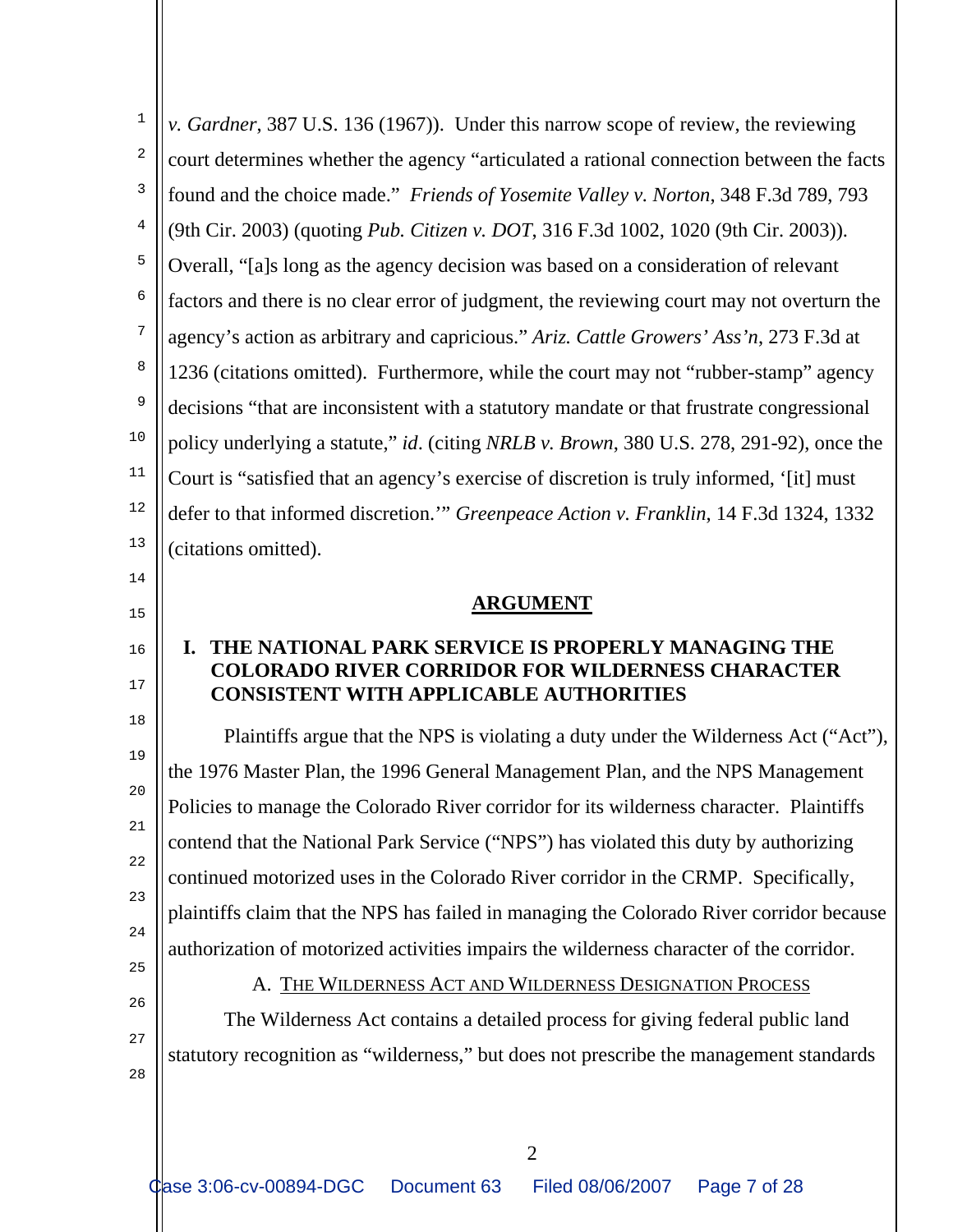*v. Gardner*, 387 U.S. 136 (1967)). Under this narrow scope of review, the reviewing court determines whether the agency "articulated a rational connection between the facts found and the choice made." *Friends of Yosemite Valley v. Norton*, 348 F.3d 789, 793 (9th Cir. 2003) (quoting *Pub. Citizen v. DOT*, 316 F.3d 1002, 1020 (9th Cir. 2003)). Overall, "[a]s long as the agency decision was based on a consideration of relevant factors and there is no clear error of judgment, the reviewing court may not overturn the agency's action as arbitrary and capricious." *Ariz. Cattle Growers' Ass'n*, 273 F.3d at 1236 (citations omitted). Furthermore, while the court may not "rubber-stamp" agency decisions "that are inconsistent with a statutory mandate or that frustrate congressional policy underlying a statute," *id*. (citing *NRLB v. Brown*, 380 U.S. 278, 291-92), once the Court is "satisfied that an agency's exercise of discretion is truly informed, '[it] must defer to that informed discretion.'" *Greenpeace Action v. Franklin*, 14 F.3d 1324, 1332 (citations omitted).

## ARGUMENT

### I. THE NATIONAL PARK SERVICE IS PROPERLY MANAGING THE COLORADO RIVER CORRIDOR FOR WILDERNESS CHARACTER CONSISTENT WITH APPLICABLE AUTHORITIES

Plaintiffs argue that the NPS is violating a duty under the Wilderness Act ("Act"), the 1976 Master Plan, the 1996 General Management Plan, and the NPS Management Policies to manage the Colorado River corridor for its wilderness character. Plaintiffs contend that the National Park Service ("NPS") has violated this duty by authorizing continued motorized uses in the Colorado River corridor in the CRMP. Specifically, plaintiffs claim that the NPS has failed in managing the Colorado River corridor because authorization of motorized activities impairs the wilderness character of the corridor.

#### A. The Wilderness Act and Wilderness Designation Process

The Wilderness Act contains a detailed process for giving federal public land statutory recognition as "wilderness," but does not prescribe the management standards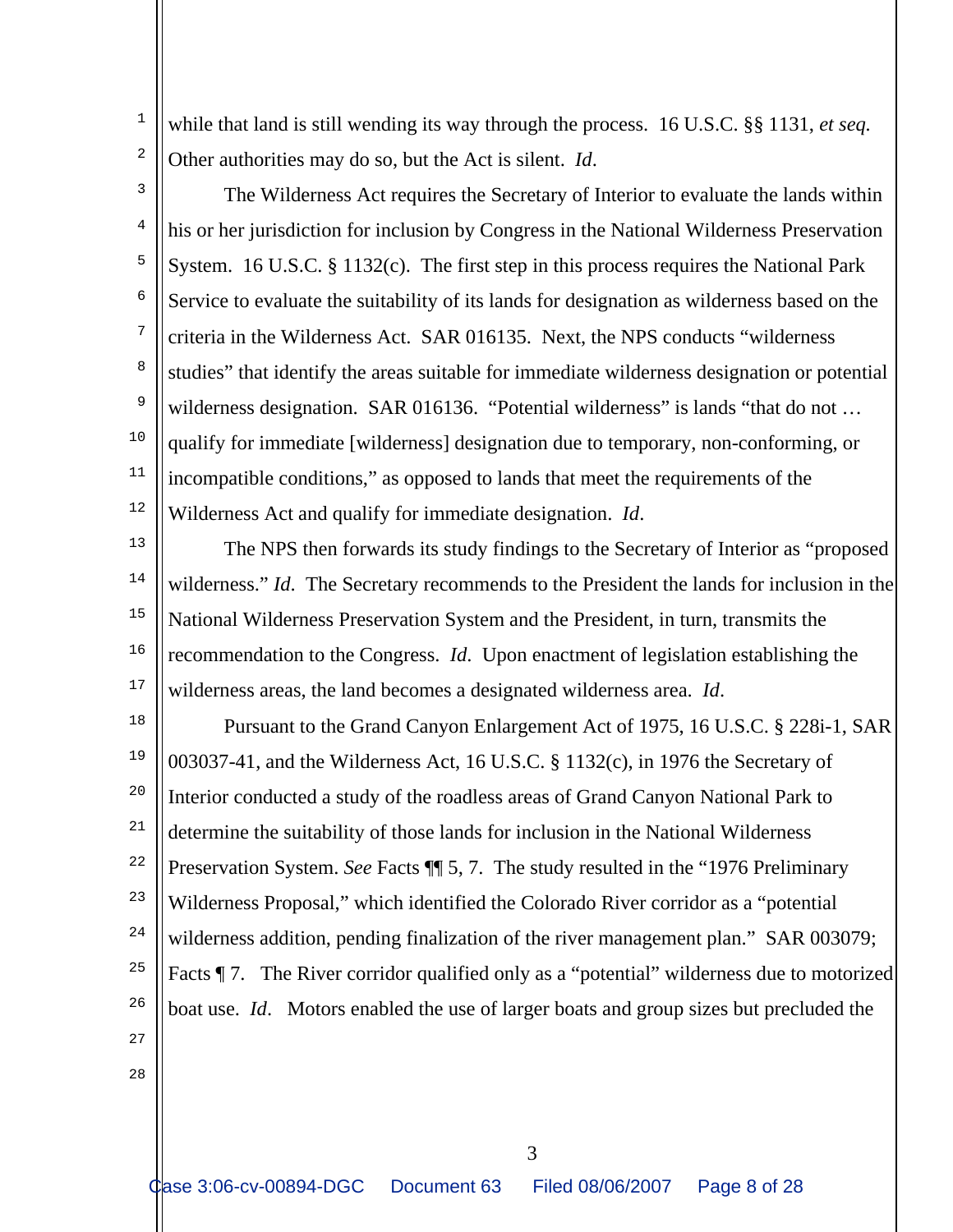while that land is still wending its way through the process. 16 U.S.C. §§ 1131, *et seq.* Other authorities may do so, but the Act is silent. *Id*.

The Wilderness Act requires the Secretary of Interior to evaluate the lands within his or her jurisdiction for inclusion by Congress in the National Wilderness Preservation System. 16 U.S.C. § 1132(c). The first step in this process requires the National Park Service to evaluate the suitability of its lands for designation as wilderness based on the criteria in the Wilderness Act. SAR 016135. Next, the NPS conducts "wilderness studies" that identify the areas suitable for immediate wilderness designation or potential wilderness designation. SAR 016136. "Potential wilderness" is lands "that do not … qualify for immediate [wilderness] designation due to temporary, non-conforming, or incompatible conditions," as opposed to lands that meet the requirements of the Wilderness Act and qualify for immediate designation. *Id*.

The NPS then forwards its study findings to the Secretary of Interior as "proposed wilderness." *Id*. The Secretary recommends to the President the lands for inclusion in the National Wilderness Preservation System and the President, in turn, transmits the recommendation to the Congress. *Id*. Upon enactment of legislation establishing the wilderness areas, the land becomes a designated wilderness area. *Id*.

Pursuant to the Grand Canyon Enlargement Act of 1975, 16 U.S.C. § 228i-1, SAR 003037-41, and the Wilderness Act, 16 U.S.C. § 1132(c), in 1976 the Secretary of Interior conducted a study of the roadless areas of Grand Canyon National Park to determine the suitability of those lands for inclusion in the National Wilderness Preservation System. *See* Facts ¶¶ 5, 7. The study resulted in the "1976 Preliminary Wilderness Proposal," which identified the Colorado River corridor as a "potential wilderness addition, pending finalization of the river management plan." SAR 003079; Facts ¶ 7. The River corridor qualified only as a "potential" wilderness due to motorized boat use. *Id*. Motors enabled the use of larger boats and group sizes but precluded the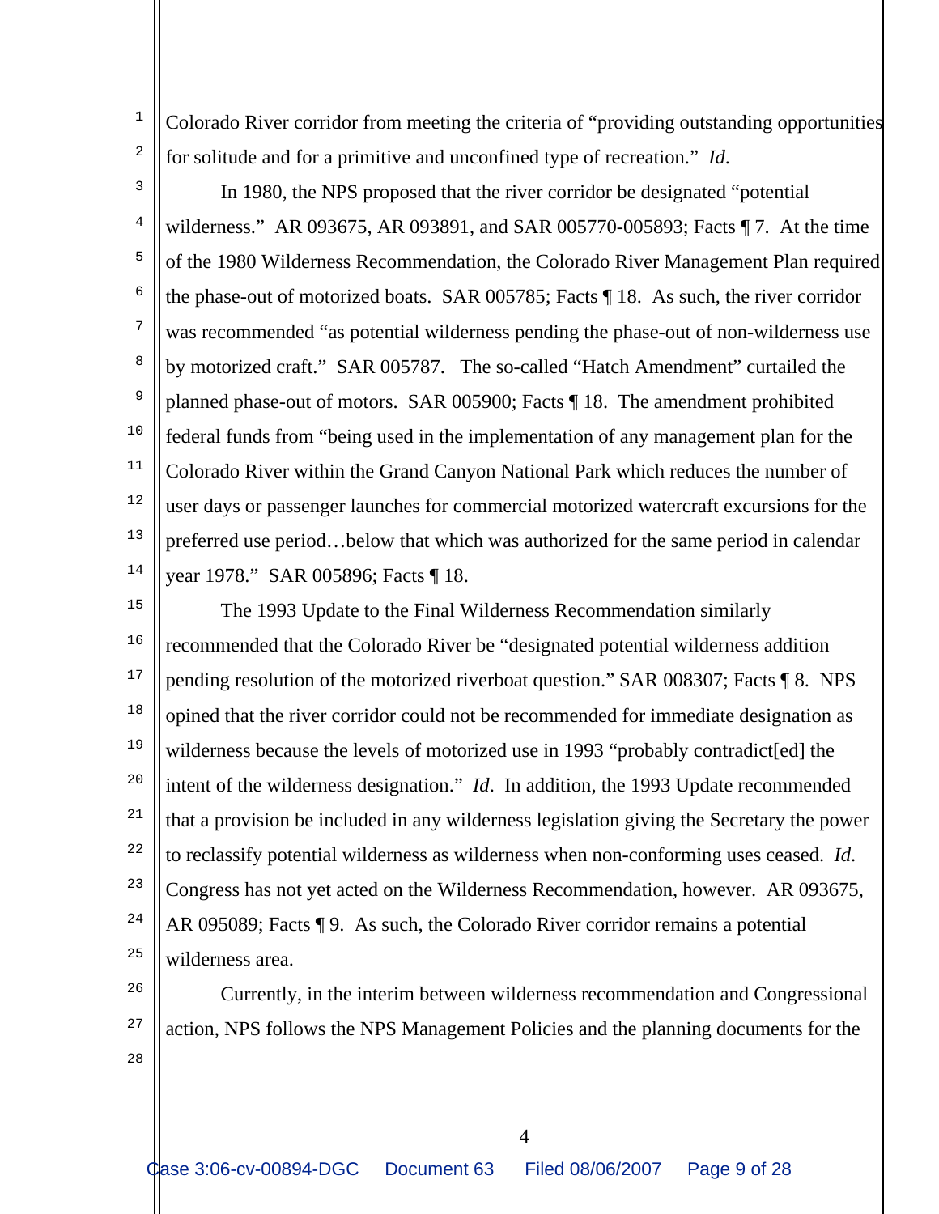Colorado River corridor from meeting the criteria of "providing outstanding opportunities for solitude and for a primitive and unconfined type of recreation." *Id.*

In 1980, the NPS proposed that the river corridor be designated "potential wilderness." AR 093675, AR 093891, and SAR 005770-005893; Facts ¶ 7. At the time of the 1980 Wilderness Recommendation, the Colorado River Management Plan required the phase-out of motorized boats. SAR 005785; Facts ¶ 18. As such, the river corridor was recommended "as potential wilderness pending the phase-out of non-wilderness use by motorized craft." SAR 005787. The so-called "Hatch Amendment" curtailed the planned phase-out of motors. SAR 005900; Facts ¶ 18. The amendment prohibited federal funds from "being used in the implementation of any management plan for the Colorado River within the Grand Canyon National Park which reduces the number of user days or passenger launches for commercial motorized watercraft excursions for the preferred use period…below that which was authorized for the same period in calendar year 1978." SAR 005896; Facts ¶ 18.

The 1993 Update to the Final Wilderness Recommendation similarly recommended that the Colorado River be "designated potential wilderness addition pending resolution of the motorized riverboat question." SAR 008307; Facts ¶ 8. NPS opined that the river corridor could not be recommended for immediate designation as wilderness because the levels of motorized use in 1993 "probably contradict[ed] the intent of the wilderness designation." *Id.* In addition, the 1993 Update recommended that a provision be included in any wilderness legislation giving the Secretary the power to reclassify potential wilderness as wilderness when non-conforming uses ceased. *Id.* Congress has not yet acted on the Wilderness Recommendation, however. AR 093675, AR 095089; Facts ¶ 9. As such, the Colorado River corridor remains a potential wilderness area.

Currently, in the interim between wilderness recommendation and Congressional action, NPS follows the NPS Management Policies and the planning documents for the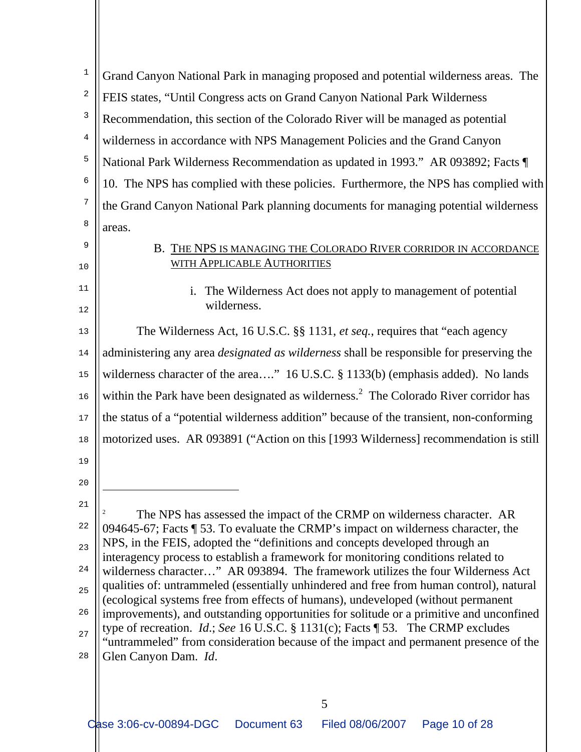Grand Canyon National Park in managing proposed and potential wilderness areas. The FEIS states, "Until Congress acts on Grand Canyon National Park Wilderness Recommendation, this section of the Colorado River will be managed as potential wilderness in accordance with NPS Management Policies and the Grand Canyon National Park Wilderness Recommendation as updated in 1993." AR 093892; Facts ¶ 10. The NPS has complied with these policies. Furthermore, the NPS has complied with the Grand Canyon National Park planning documents for managing potential wilderness areas.

B. <u>THE NPS IS MANAGING THE COLORADO RIVER CORRIDOR IN ACCORDANCE WITH APPLICABLE AUTHORITIES</u>

i. The Wilderness Act does not apply to management of potential wilderness.

The Wilderness Act, 16 U.S.C. §§ 1131, *et seq.*, requires that "each agency administering any area *designated as wilderness* shall be responsible for preserving the wilderness character of the area…." 16 U.S.C. § 1133(b) (emphasis added). No lands within the Park have been designated as wilderness.[2] The Colorado River corridor has the status of a "potential wilderness addition" because of the transient, non-conforming motorized uses. AR 093891 ("Action on this [1993 Wilderness] recommendation is still

---

[2] The NPS has assessed the impact of the CRMP on wilderness character. AR 094645-67; Facts ¶ 53. To evaluate the CRMP's impact on wilderness character, the NPS, in the FEIS, adopted the "definitions and concepts developed through an interagency process to establish a framework for monitoring conditions related to wilderness character…" AR 093894. The framework utilizes the four Wilderness Act qualities of: untrammeled (essentially unhindered and free from human control), natural (ecological systems free from effects of humans), undeveloped (without permanent improvements), and outstanding opportunities for solitude or a primitive and unconfined type of recreation. *Id.*; *See* 16 U.S.C. § 1131(c); Facts ¶ 53. The CRMP excludes "untrammeled" from consideration because of the impact and permanent presence of the Glen Canyon Dam. *Id.*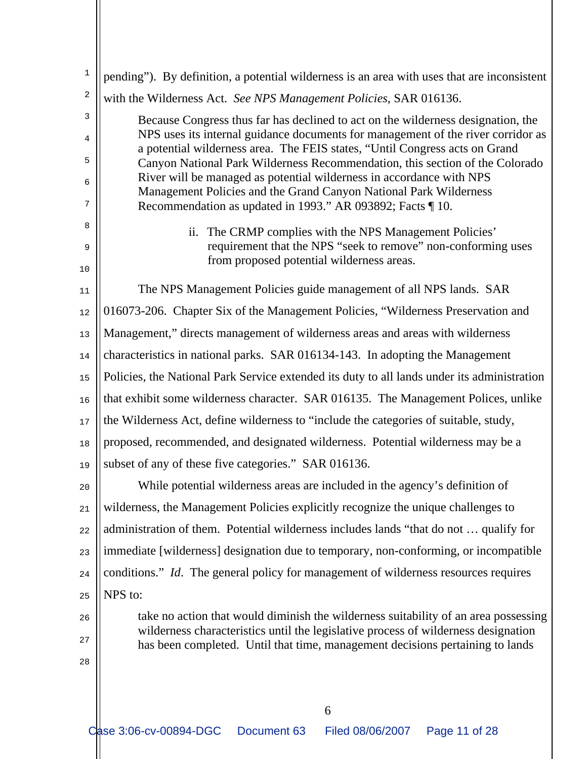pending"). By definition, a potential wilderness is an area with uses that are inconsistent with the Wilderness Act. *See NPS Management Policies*, SAR 016136.

> Because Congress thus far has declined to act on the wilderness designation, the NPS uses its internal guidance documents for management of the river corridor as a potential wilderness area. The FEIS states, "Until Congress acts on Grand Canyon National Park Wilderness Recommendation, this section of the Colorado River will be managed as potential wilderness in accordance with NPS Management Policies and the Grand Canyon National Park Wilderness Recommendation as updated in 1993." AR 093892; Facts ¶ 10.

ii. The CRMP complies with the NPS Management Policies' requirement that the NPS "seek to remove" non-conforming uses from proposed potential wilderness areas.

The NPS Management Policies guide management of all NPS lands. SAR 016073-206. Chapter Six of the Management Policies, "Wilderness Preservation and Management," directs management of wilderness areas and areas with wilderness characteristics in national parks. SAR 016134-143. In adopting the Management Policies, the National Park Service extended its duty to all lands under its administration that exhibit some wilderness character. SAR 016135. The Management Polices, unlike the Wilderness Act, define wilderness to "include the categories of suitable, study, proposed, recommended, and designated wilderness. Potential wilderness may be a subset of any of these five categories." SAR 016136.

While potential wilderness areas are included in the agency's definition of wilderness, the Management Policies explicitly recognize the unique challenges to administration of them. Potential wilderness includes lands "that do not … qualify for immediate [wilderness] designation due to temporary, non-conforming, or incompatible conditions." *Id*. The general policy for management of wilderness resources requires NPS to:

> take no action that would diminish the wilderness suitability of an area possessing wilderness characteristics until the legislative process of wilderness designation has been completed. Until that time, management decisions pertaining to lands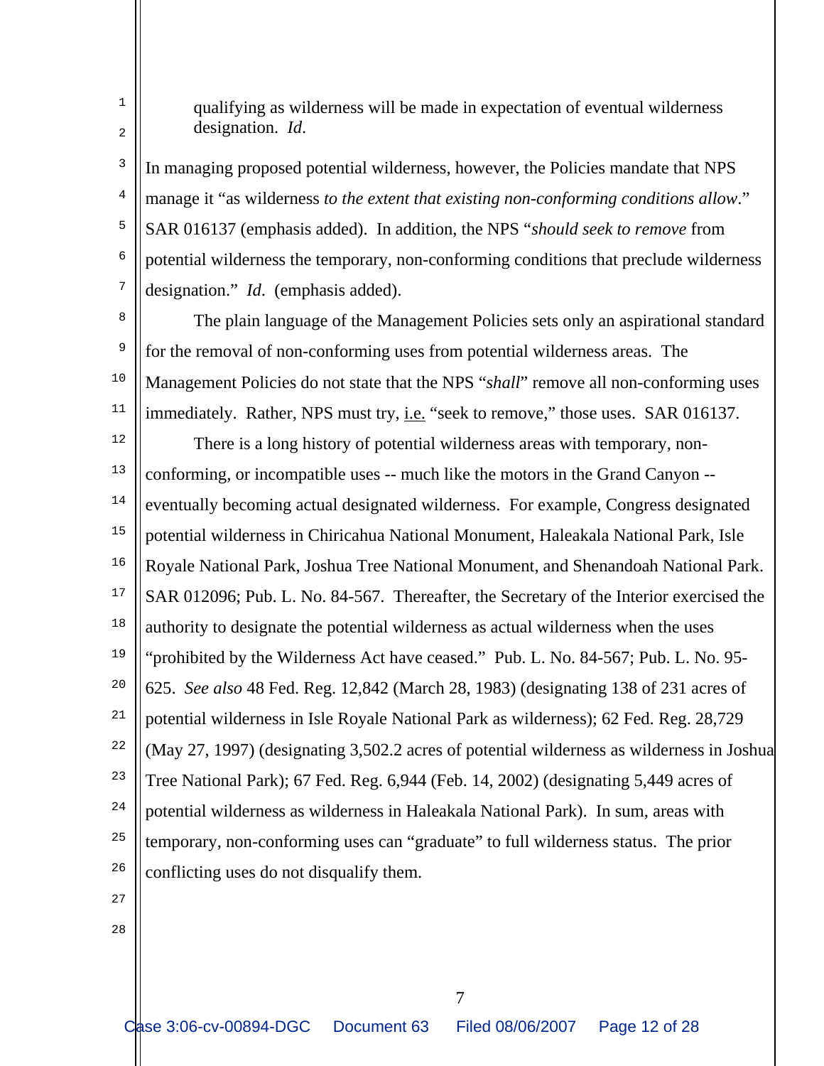> qualifying as wilderness will be made in expectation of eventual wilderness designation. *Id*.

In managing proposed potential wilderness, however, the Policies mandate that NPS manage it "as wilderness *to the extent that existing non-conforming conditions allow*." SAR 016137 (emphasis added). In addition, the NPS "*should seek to remove* from potential wilderness the temporary, non-conforming conditions that preclude wilderness designation." *Id*. (emphasis added).

The plain language of the Management Policies sets only an aspirational standard for the removal of non-conforming uses from potential wilderness areas. The Management Policies do not state that the NPS "*shall*" remove all non-conforming uses immediately. Rather, NPS must try, i.e. "seek to remove," those uses. SAR 016137.

There is a long history of potential wilderness areas with temporary, non-conforming, or incompatible uses -- much like the motors in the Grand Canyon -- eventually becoming actual designated wilderness. For example, Congress designated potential wilderness in Chiricahua National Monument, Haleakala National Park, Isle Royale National Park, Joshua Tree National Monument, and Shenandoah National Park. SAR 012096; Pub. L. No. 84-567. Thereafter, the Secretary of the Interior exercised the authority to designate the potential wilderness as actual wilderness when the uses "prohibited by the Wilderness Act have ceased." Pub. L. No. 84-567; Pub. L. No. 95-625. *See also* 48 Fed. Reg. 12,842 (March 28, 1983) (designating 138 of 231 acres of potential wilderness in Isle Royale National Park as wilderness); 62 Fed. Reg. 28,729 (May 27, 1997) (designating 3,502.2 acres of potential wilderness as wilderness in Joshua Tree National Park); 67 Fed. Reg. 6,944 (Feb. 14, 2002) (designating 5,449 acres of potential wilderness as wilderness in Haleakala National Park). In sum, areas with temporary, non-conforming uses can "graduate" to full wilderness status. The prior conflicting uses do not disqualify them.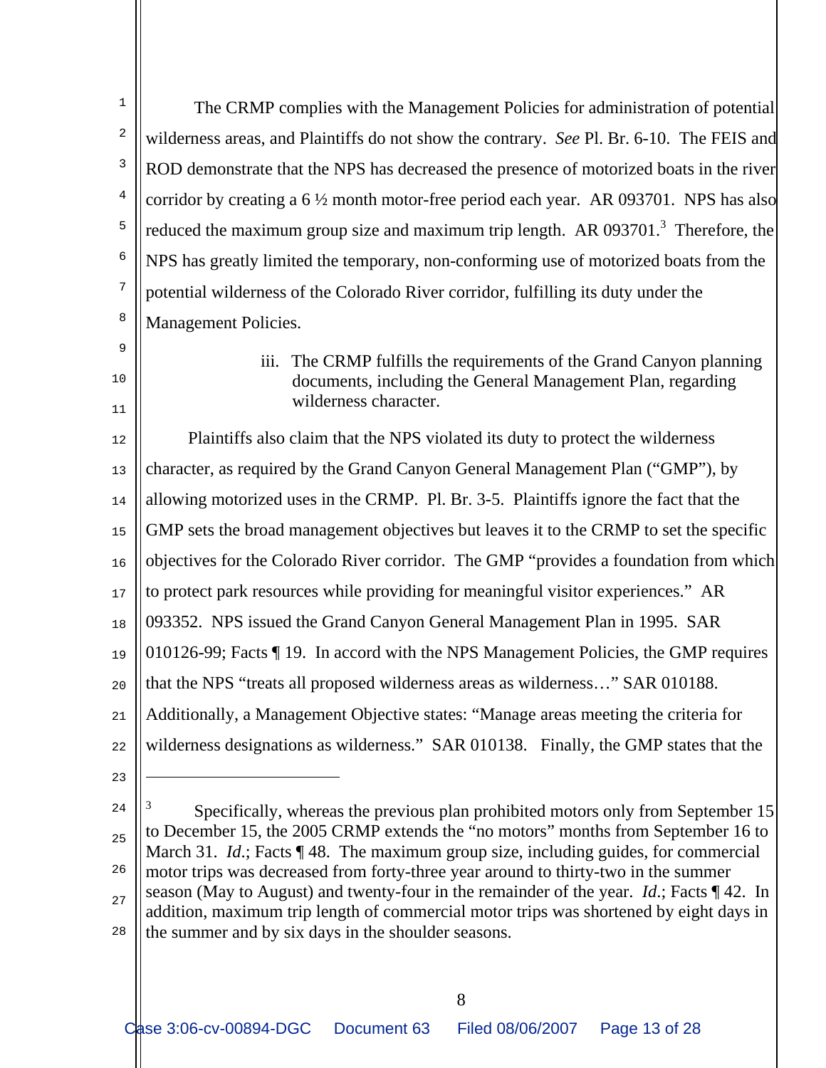The CRMP complies with the Management Policies for administration of potential wilderness areas, and Plaintiffs do not show the contrary. *See* Pl. Br. 6-10. The FEIS and ROD demonstrate that the NPS has decreased the presence of motorized boats in the river corridor by creating a 6 ½ month motor-free period each year. AR 093701. NPS has also reduced the maximum group size and maximum trip length. AR 093701.[3] Therefore, the NPS has greatly limited the temporary, non-conforming use of motorized boats from the potential wilderness of the Colorado River corridor, fulfilling its duty under the Management Policies.

iii. The CRMP fulfills the requirements of the Grand Canyon planning documents, including the General Management Plan, regarding wilderness character.

Plaintiffs also claim that the NPS violated its duty to protect the wilderness character, as required by the Grand Canyon General Management Plan ("GMP"), by allowing motorized uses in the CRMP. Pl. Br. 3-5. Plaintiffs ignore the fact that the GMP sets the broad management objectives but leaves it to the CRMP to set the specific objectives for the Colorado River corridor. The GMP "provides a foundation from which to protect park resources while providing for meaningful visitor experiences." AR 093352. NPS issued the Grand Canyon General Management Plan in 1995. SAR 010126-99; Facts ¶ 19. In accord with the NPS Management Policies, the GMP requires that the NPS "treats all proposed wilderness areas as wilderness…" SAR 010188. Additionally, a Management Objective states: "Manage areas meeting the criteria for wilderness designations as wilderness." SAR 010138. Finally, the GMP states that the

---

[3] Specifically, whereas the previous plan prohibited motors only from September 15 to December 15, the 2005 CRMP extends the "no motors" months from September 16 to March 31. *Id.*; Facts ¶ 48. The maximum group size, including guides, for commercial motor trips was decreased from forty-three year around to thirty-two in the summer season (May to August) and twenty-four in the remainder of the year. *Id.*; Facts ¶ 42. In addition, maximum trip length of commercial motor trips was shortened by eight days in the summer and by six days in the shoulder seasons.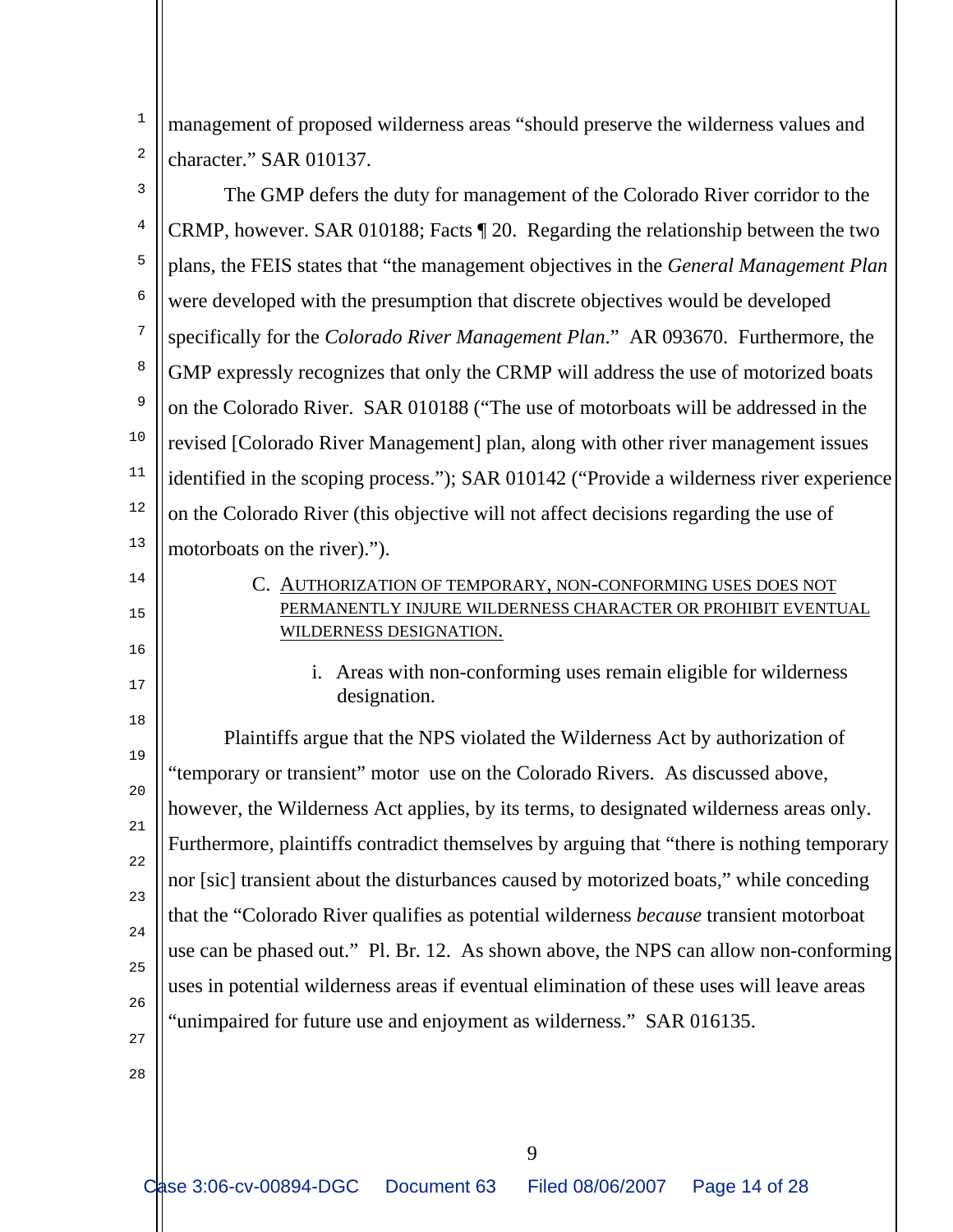management of proposed wilderness areas "should preserve the wilderness values and character." SAR 010137.

The GMP defers the duty for management of the Colorado River corridor to the CRMP, however. SAR 010188; Facts ¶ 20. Regarding the relationship between the two plans, the FEIS states that "the management objectives in the *General Management Plan* were developed with the presumption that discrete objectives would be developed specifically for the *Colorado River Management Plan*." AR 093670. Furthermore, the GMP expressly recognizes that only the CRMP will address the use of motorized boats on the Colorado River. SAR 010188 ("The use of motorboats will be addressed in the revised [Colorado River Management] plan, along with other river management issues identified in the scoping process."); SAR 010142 ("Provide a wilderness river experience on the Colorado River (this objective will not affect decisions regarding the use of motorboats on the river).").

### C. AUTHORIZATION OF TEMPORARY, NON-CONFORMING USES DOES NOT PERMANENTLY INJURE WILDERNESS CHARACTER OR PROHIBIT EVENTUAL WILDERNESS DESIGNATION.

#### i. Areas with non-conforming uses remain eligible for wilderness designation.

Plaintiffs argue that the NPS violated the Wilderness Act by authorization of "temporary or transient" motor use on the Colorado Rivers. As discussed above, however, the Wilderness Act applies, by its terms, to designated wilderness areas only. Furthermore, plaintiffs contradict themselves by arguing that "there is nothing temporary nor [sic] transient about the disturbances caused by motorized boats," while conceding that the "Colorado River qualifies as potential wilderness *because* transient motorboat use can be phased out." Pl. Br. 12. As shown above, the NPS can allow non-conforming uses in potential wilderness areas if eventual elimination of these uses will leave areas "unimpaired for future use and enjoyment as wilderness." SAR 016135.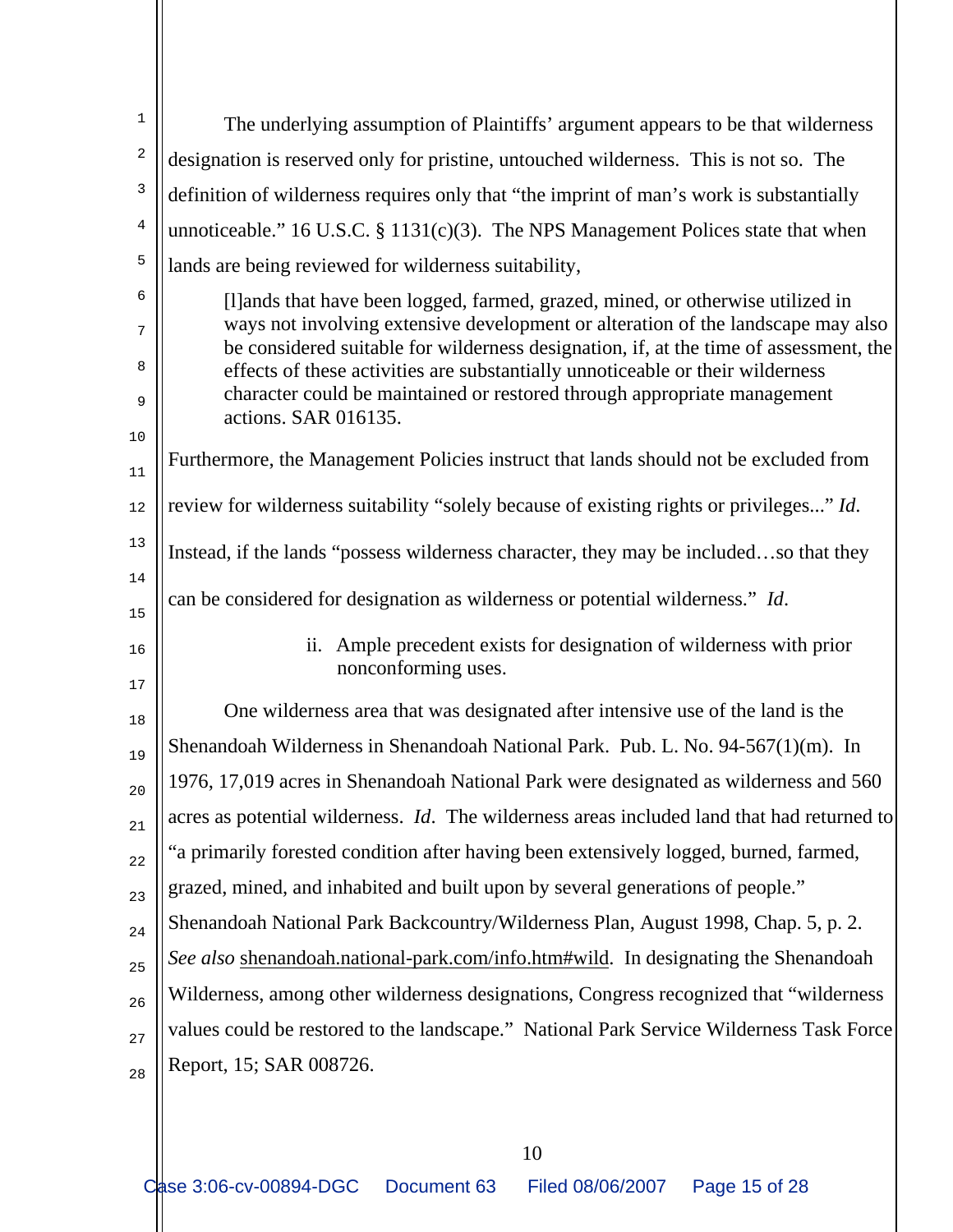The underlying assumption of Plaintiffs' argument appears to be that wilderness designation is reserved only for pristine, untouched wilderness. This is not so. The definition of wilderness requires only that "the imprint of man's work is substantially unnoticeable." 16 U.S.C. § 1131(c)(3). The NPS Management Polices state that when lands are being reviewed for wilderness suitability,

> [l]ands that have been logged, farmed, grazed, mined, or otherwise utilized in ways not involving extensive development or alteration of the landscape may also be considered suitable for wilderness designation, if, at the time of assessment, the effects of these activities are substantially unnoticeable or their wilderness character could be maintained or restored through appropriate management actions. SAR 016135.

Furthermore, the Management Policies instruct that lands should not be excluded from review for wilderness suitability "solely because of existing rights or privileges..." *Id*. Instead, if the lands "possess wilderness character, they may be included…so that they can be considered for designation as wilderness or potential wilderness." *Id*.

ii. Ample precedent exists for designation of wilderness with prior nonconforming uses.

One wilderness area that was designated after intensive use of the land is the Shenandoah Wilderness in Shenandoah National Park. Pub. L. No. 94-567(1)(m). In 1976, 17,019 acres in Shenandoah National Park were designated as wilderness and 560 acres as potential wilderness. *Id*. The wilderness areas included land that had returned to "a primarily forested condition after having been extensively logged, burned, farmed, grazed, mined, and inhabited and built upon by several generations of people." Shenandoah National Park Backcountry/Wilderness Plan, August 1998, Chap. 5, p. 2. *See also* shenandoah.national-park.com/info.htm#wild. In designating the Shenandoah Wilderness, among other wilderness designations, Congress recognized that "wilderness values could be restored to the landscape." National Park Service Wilderness Task Force Report, 15; SAR 008726.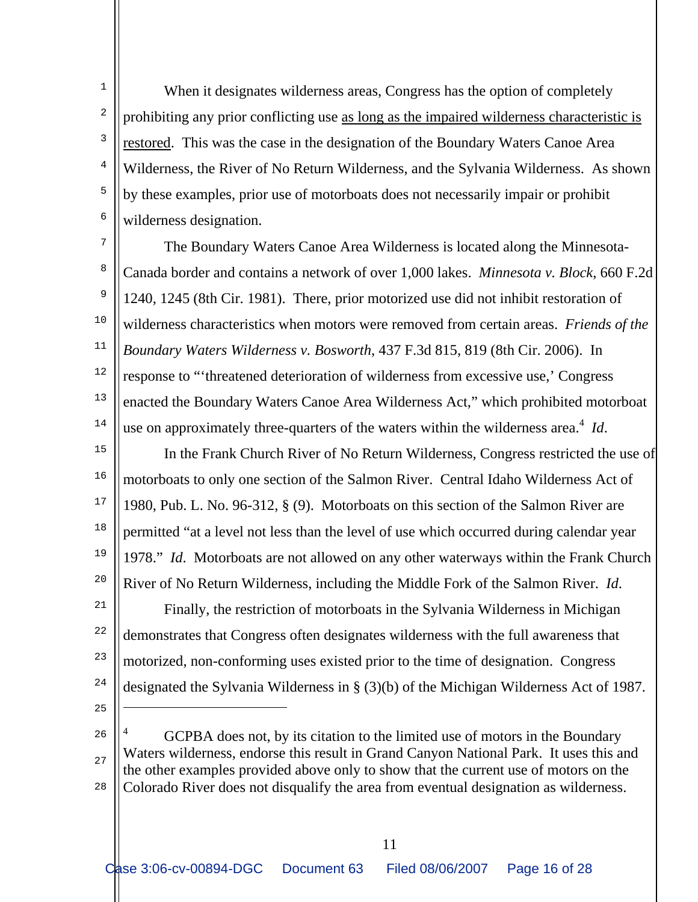When it designates wilderness areas, Congress has the option of completely prohibiting any prior conflicting use <u>as long as the impaired wilderness characteristic is restored</u>. This was the case in the designation of the Boundary Waters Canoe Area Wilderness, the River of No Return Wilderness, and the Sylvania Wilderness. As shown by these examples, prior use of motorboats does not necessarily impair or prohibit wilderness designation.

The Boundary Waters Canoe Area Wilderness is located along the Minnesota-Canada border and contains a network of over 1,000 lakes. *Minnesota v. Block*, 660 F.2d 1240, 1245 (8th Cir. 1981). There, prior motorized use did not inhibit restoration of wilderness characteristics when motors were removed from certain areas. *Friends of the Boundary Waters Wilderness v. Bosworth*, 437 F.3d 815, 819 (8th Cir. 2006). In response to "'threatened deterioration of wilderness from excessive use,' Congress enacted the Boundary Waters Canoe Area Wilderness Act," which prohibited motorboat use on approximately three-quarters of the waters within the wilderness area.[4] *Id*.

In the Frank Church River of No Return Wilderness, Congress restricted the use of motorboats to only one section of the Salmon River. Central Idaho Wilderness Act of 1980, Pub. L. No. 96-312, § (9). Motorboats on this section of the Salmon River are permitted "at a level not less than the level of use which occurred during calendar year 1978." *Id*. Motorboats are not allowed on any other waterways within the Frank Church River of No Return Wilderness, including the Middle Fork of the Salmon River. *Id*.

Finally, the restriction of motorboats in the Sylvania Wilderness in Michigan demonstrates that Congress often designates wilderness with the full awareness that motorized, non-conforming uses existed prior to the time of designation. Congress designated the Sylvania Wilderness in § (3)(b) of the Michigan Wilderness Act of 1987.

---

[4] GCPBA does not, by its citation to the limited use of motors in the Boundary Waters wilderness, endorse this result in Grand Canyon National Park. It uses this and the other examples provided above only to show that the current use of motors on the Colorado River does not disqualify the area from eventual designation as wilderness.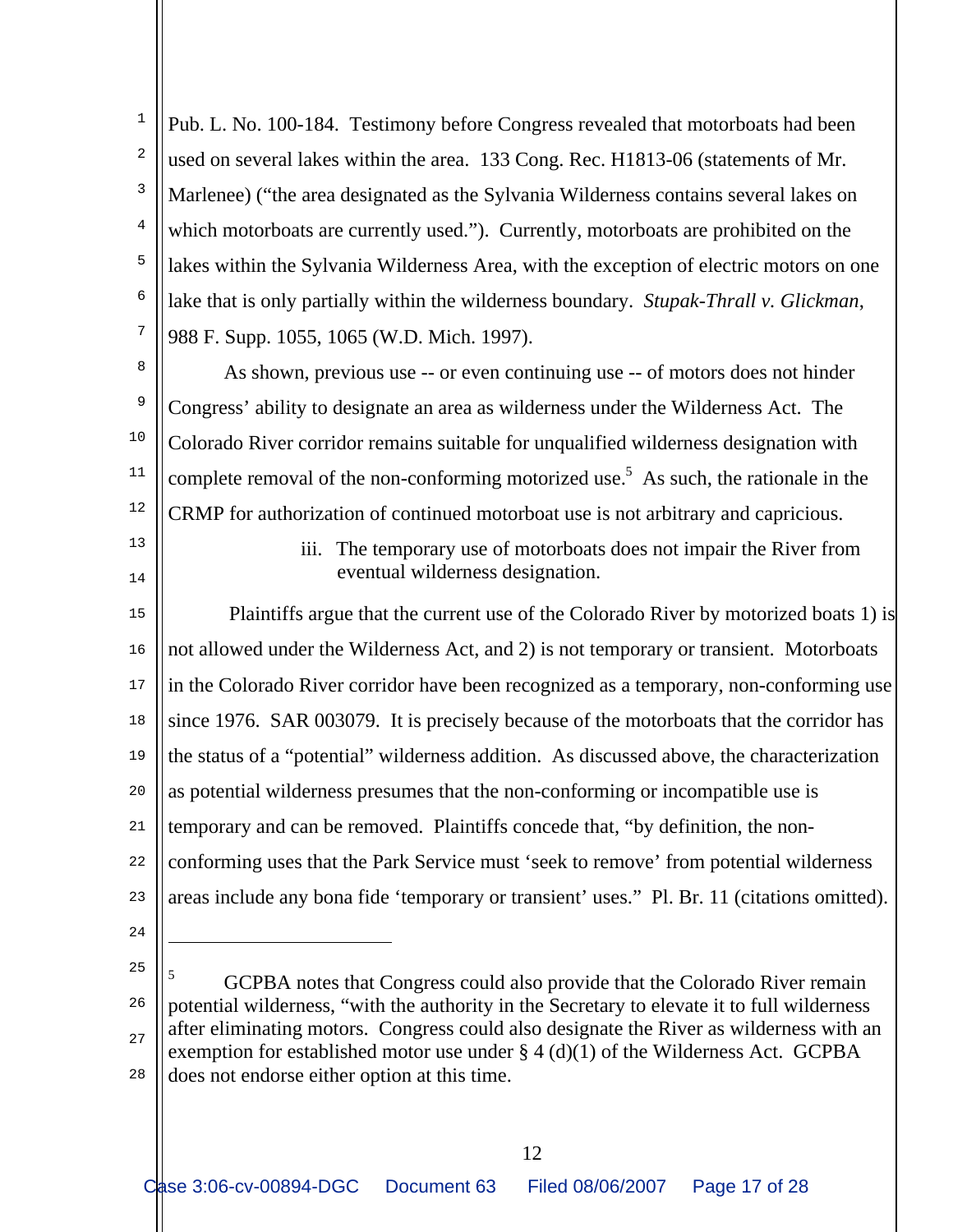Pub. L. No. 100-184. Testimony before Congress revealed that motorboats had been used on several lakes within the area. 133 Cong. Rec. H1813-06 (statements of Mr. Marlenee) ("the area designated as the Sylvania Wilderness contains several lakes on which motorboats are currently used."). Currently, motorboats are prohibited on the lakes within the Sylvania Wilderness Area, with the exception of electric motors on one lake that is only partially within the wilderness boundary. *Stupak-Thrall v. Glickman*, 988 F. Supp. 1055, 1065 (W.D. Mich. 1997).

As shown, previous use -- or even continuing use -- of motors does not hinder Congress' ability to designate an area as wilderness under the Wilderness Act. The Colorado River corridor remains suitable for unqualified wilderness designation with complete removal of the non-conforming motorized use.[5] As such, the rationale in the CRMP for authorization of continued motorboat use is not arbitrary and capricious.

iii. The temporary use of motorboats does not impair the River from eventual wilderness designation.

Plaintiffs argue that the current use of the Colorado River by motorized boats 1) is not allowed under the Wilderness Act, and 2) is not temporary or transient. Motorboats in the Colorado River corridor have been recognized as a temporary, non-conforming use since 1976. SAR 003079. It is precisely because of the motorboats that the corridor has the status of a "potential" wilderness addition. As discussed above, the characterization as potential wilderness presumes that the non-conforming or incompatible use is temporary and can be removed. Plaintiffs concede that, "by definition, the non-conforming uses that the Park Service must 'seek to remove' from potential wilderness areas include any bona fide 'temporary or transient' uses." Pl. Br. 11 (citations omitted).

---

[5] GCPBA notes that Congress could also provide that the Colorado River remain potential wilderness, "with the authority in the Secretary to elevate it to full wilderness after eliminating motors. Congress could also designate the River as wilderness with an exemption for established motor use under § 4 (d)(1) of the Wilderness Act. GCPBA does not endorse either option at this time.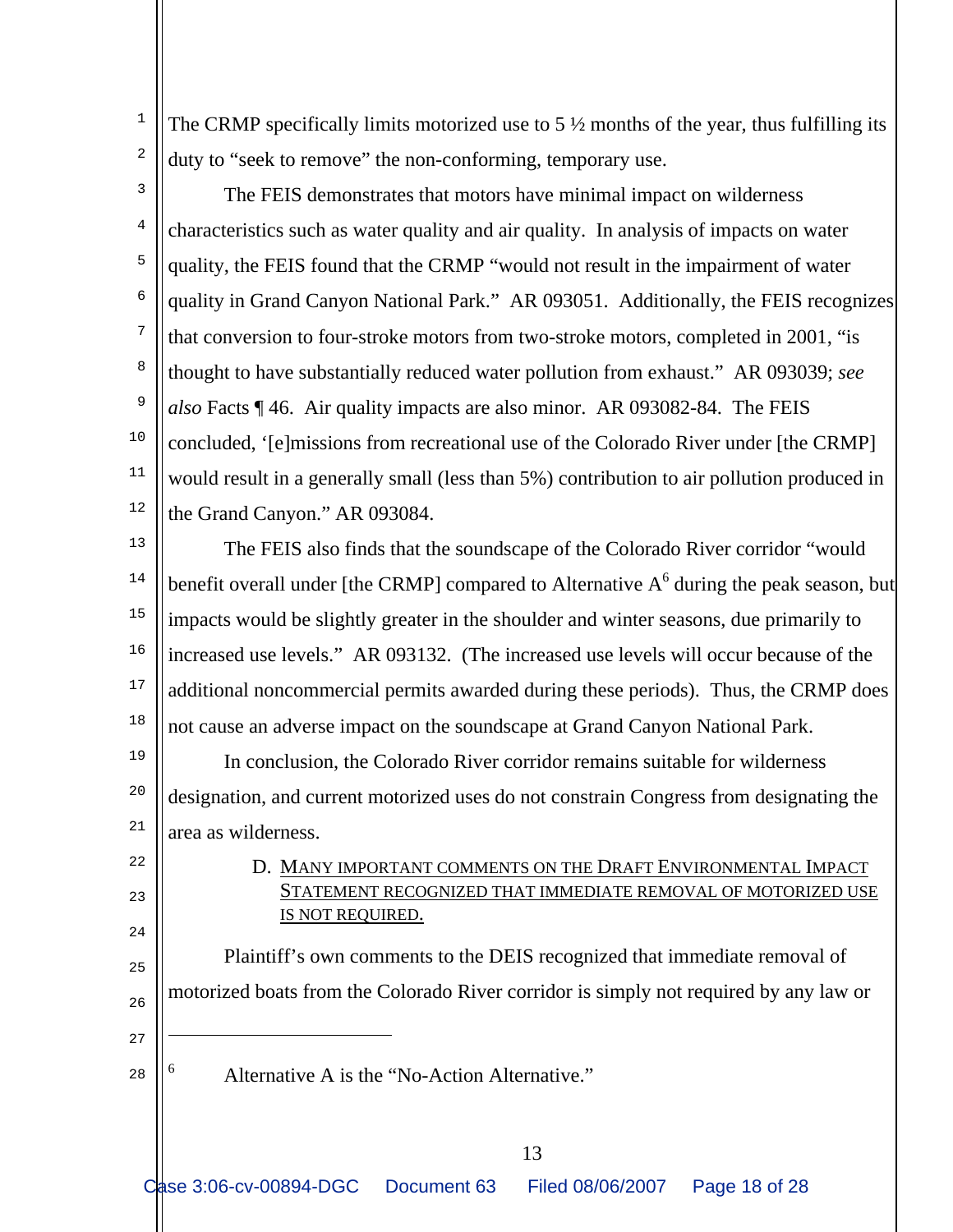The CRMP specifically limits motorized use to 5 ½ months of the year, thus fulfilling its duty to "seek to remove" the non-conforming, temporary use.

The FEIS demonstrates that motors have minimal impact on wilderness characteristics such as water quality and air quality. In analysis of impacts on water quality, the FEIS found that the CRMP "would not result in the impairment of water quality in Grand Canyon National Park." AR 093051. Additionally, the FEIS recognizes that conversion to four-stroke motors from two-stroke motors, completed in 2001, "is thought to have substantially reduced water pollution from exhaust." AR 093039; *see also* Facts ¶ 46. Air quality impacts are also minor. AR 093082-84. The FEIS concluded, '[e]missions from recreational use of the Colorado River under [the CRMP] would result in a generally small (less than 5%) contribution to air pollution produced in the Grand Canyon." AR 093084.

The FEIS also finds that the soundscape of the Colorado River corridor "would benefit overall under [the CRMP] compared to Alternative A[6] during the peak season, but impacts would be slightly greater in the shoulder and winter seasons, due primarily to increased use levels." AR 093132. (The increased use levels will occur because of the additional noncommercial permits awarded during these periods). Thus, the CRMP does not cause an adverse impact on the soundscape at Grand Canyon National Park.

In conclusion, the Colorado River corridor remains suitable for wilderness designation, and current motorized uses do not constrain Congress from designating the area as wilderness.

D. <u>MANY IMPORTANT COMMENTS ON THE DRAFT ENVIRONMENTAL IMPACT STATEMENT RECOGNIZED THAT IMMEDIATE REMOVAL OF MOTORIZED USE IS NOT REQUIRED.</u>

Plaintiff's own comments to the DEIS recognized that immediate removal of motorized boats from the Colorado River corridor is simply not required by any law or

---

[6] Alternative A is the "No-Action Alternative."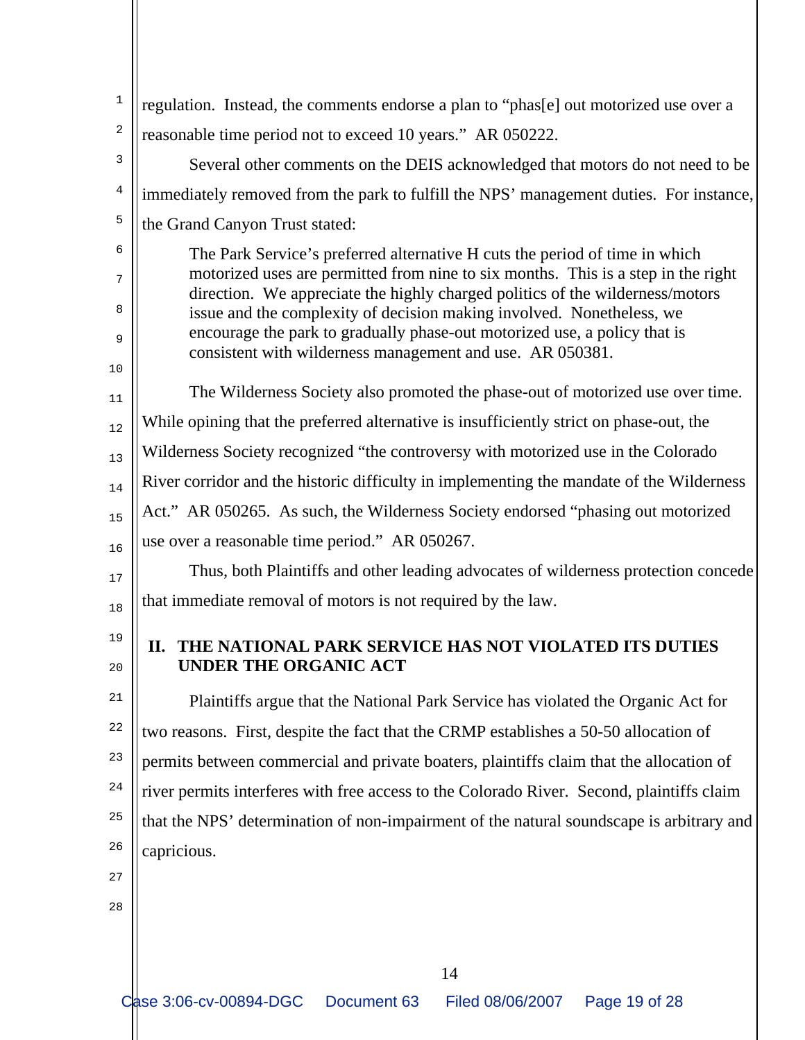regulation. Instead, the comments endorse a plan to "phas[e] out motorized use over a reasonable time period not to exceed 10 years." AR 050222.

Several other comments on the DEIS acknowledged that motors do not need to be immediately removed from the park to fulfill the NPS' management duties. For instance, the Grand Canyon Trust stated:

> The Park Service's preferred alternative H cuts the period of time in which motorized uses are permitted from nine to six months. This is a step in the right direction. We appreciate the highly charged politics of the wilderness/motors issue and the complexity of decision making involved. Nonetheless, we encourage the park to gradually phase-out motorized use, a policy that is consistent with wilderness management and use. AR 050381.

The Wilderness Society also promoted the phase-out of motorized use over time. While opining that the preferred alternative is insufficiently strict on phase-out, the Wilderness Society recognized "the controversy with motorized use in the Colorado River corridor and the historic difficulty in implementing the mandate of the Wilderness Act." AR 050265. As such, the Wilderness Society endorsed "phasing out motorized use over a reasonable time period." AR 050267.

Thus, both Plaintiffs and other leading advocates of wilderness protection concede that immediate removal of motors is not required by the law.

## II. THE NATIONAL PARK SERVICE HAS NOT VIOLATED ITS DUTIES UNDER THE ORGANIC ACT

Plaintiffs argue that the National Park Service has violated the Organic Act for two reasons. First, despite the fact that the CRMP establishes a 50-50 allocation of permits between commercial and private boaters, plaintiffs claim that the allocation of river permits interferes with free access to the Colorado River. Second, plaintiffs claim that the NPS' determination of non-impairment of the natural soundscape is arbitrary and capricious.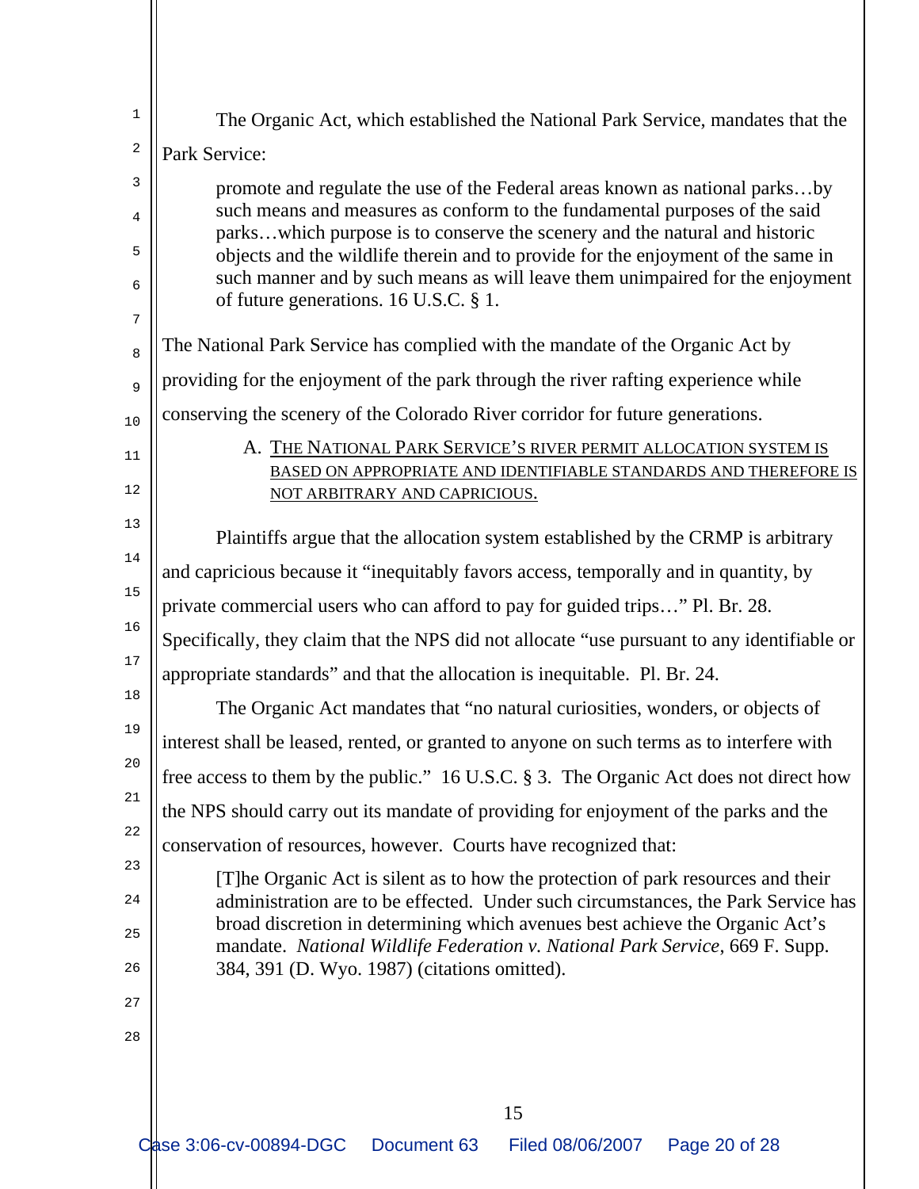The Organic Act, which established the National Park Service, mandates that the Park Service:

> promote and regulate the use of the Federal areas known as national parks…by such means and measures as conform to the fundamental purposes of the said parks…which purpose is to conserve the scenery and the natural and historic objects and the wildlife therein and to provide for the enjoyment of the same in such manner and by such means as will leave them unimpaired for the enjoyment of future generations. 16 U.S.C. § 1.

The National Park Service has complied with the mandate of the Organic Act by providing for the enjoyment of the park through the river rafting experience while conserving the scenery of the Colorado River corridor for future generations.

### A. THE NATIONAL PARK SERVICE'S RIVER PERMIT ALLOCATION SYSTEM IS BASED ON APPROPRIATE AND IDENTIFIABLE STANDARDS AND THEREFORE IS NOT ARBITRARY AND CAPRICIOUS.

Plaintiffs argue that the allocation system established by the CRMP is arbitrary and capricious because it "inequitably favors access, temporally and in quantity, by private commercial users who can afford to pay for guided trips…" Pl. Br. 28. Specifically, they claim that the NPS did not allocate "use pursuant to any identifiable or appropriate standards" and that the allocation is inequitable. Pl. Br. 24.

The Organic Act mandates that "no natural curiosities, wonders, or objects of interest shall be leased, rented, or granted to anyone on such terms as to interfere with free access to them by the public." 16 U.S.C. § 3. The Organic Act does not direct how the NPS should carry out its mandate of providing for enjoyment of the parks and the conservation of resources, however. Courts have recognized that:

> [T]he Organic Act is silent as to how the protection of park resources and their administration are to be effected. Under such circumstances, the Park Service has broad discretion in determining which avenues best achieve the Organic Act's mandate. *National Wildlife Federation v. National Park Service*, 669 F. Supp. 384, 391 (D. Wyo. 1987) (citations omitted).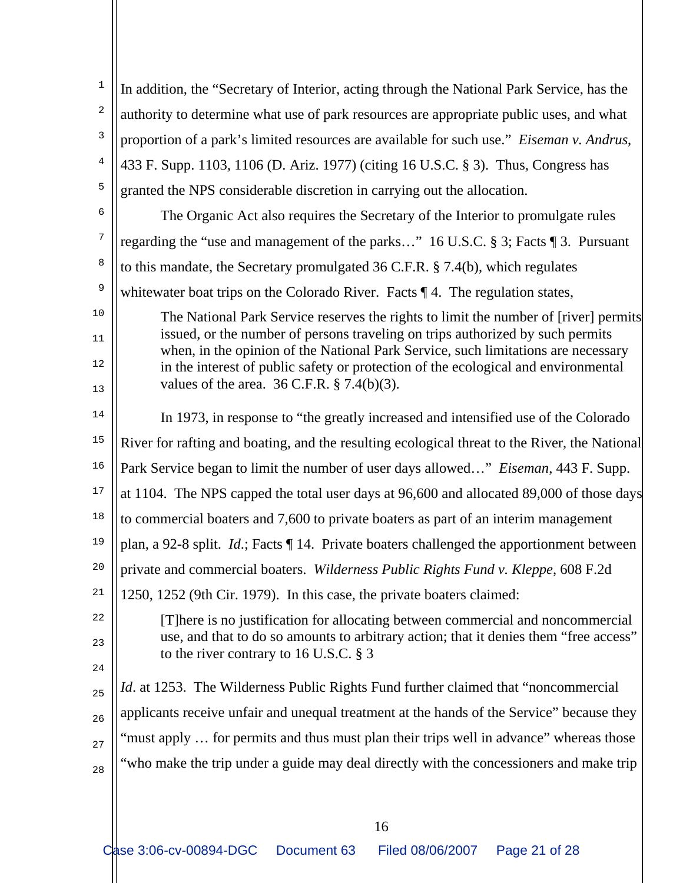In addition, the "Secretary of Interior, acting through the National Park Service, has the authority to determine what use of park resources are appropriate public uses, and what proportion of a park's limited resources are available for such use." *Eiseman v. Andrus*, 433 F. Supp. 1103, 1106 (D. Ariz. 1977) (citing 16 U.S.C. § 3). Thus, Congress has granted the NPS considerable discretion in carrying out the allocation.

The Organic Act also requires the Secretary of the Interior to promulgate rules regarding the "use and management of the parks…" 16 U.S.C. § 3; Facts ¶ 3. Pursuant to this mandate, the Secretary promulgated 36 C.F.R. § 7.4(b), which regulates whitewater boat trips on the Colorado River. Facts ¶ 4. The regulation states,

> The National Park Service reserves the rights to limit the number of [river] permits issued, or the number of persons traveling on trips authorized by such permits when, in the opinion of the National Park Service, such limitations are necessary in the interest of public safety or protection of the ecological and environmental values of the area. 36 C.F.R. § 7.4(b)(3).

In 1973, in response to "the greatly increased and intensified use of the Colorado River for rafting and boating, and the resulting ecological threat to the River, the National Park Service began to limit the number of user days allowed…" *Eiseman*, 443 F. Supp. at 1104. The NPS capped the total user days at 96,600 and allocated 89,000 of those days to commercial boaters and 7,600 to private boaters as part of an interim management plan, a 92-8 split. *Id.*; Facts ¶ 14. Private boaters challenged the apportionment between private and commercial boaters. *Wilderness Public Rights Fund v. Kleppe*, 608 F.2d 1250, 1252 (9th Cir. 1979). In this case, the private boaters claimed:

> [T]here is no justification for allocating between commercial and noncommercial use, and that to do so amounts to arbitrary action; that it denies them "free access" to the river contrary to 16 U.S.C. § 3

*Id*. at 1253. The Wilderness Public Rights Fund further claimed that "noncommercial applicants receive unfair and unequal treatment at the hands of the Service" because they "must apply … for permits and thus must plan their trips well in advance" whereas those "who make the trip under a guide may deal directly with the concessioners and make trip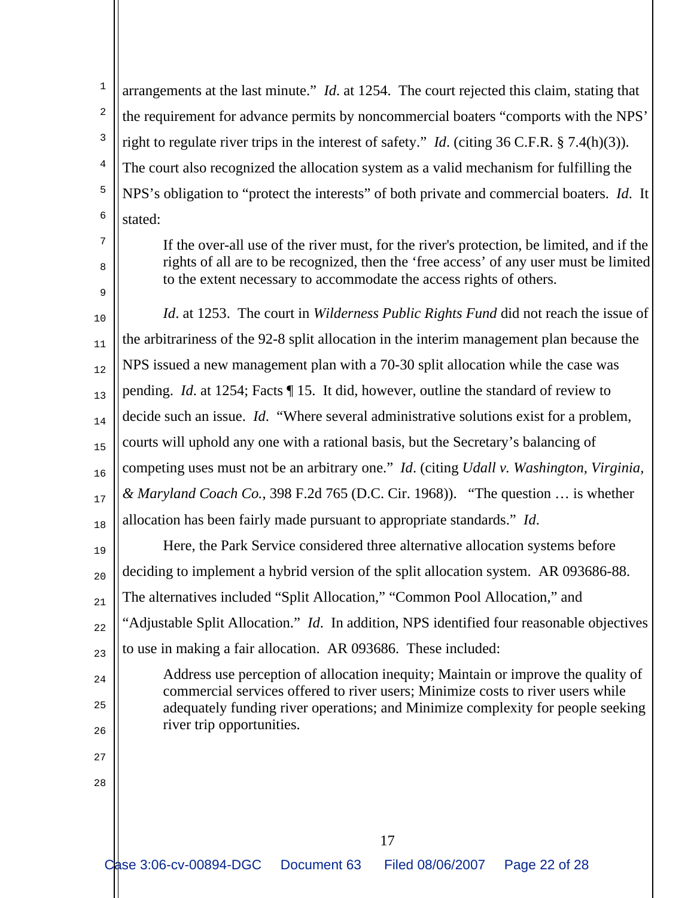arrangements at the last minute." *Id*. at 1254. The court rejected this claim, stating that the requirement for advance permits by noncommercial boaters "comports with the NPS' right to regulate river trips in the interest of safety." *Id*. (citing 36 C.F.R. § 7.4(h)(3)). The court also recognized the allocation system as a valid mechanism for fulfilling the NPS's obligation to "protect the interests" of both private and commercial boaters. *Id*. It stated:

> If the over-all use of the river must, for the river's protection, be limited, and if the rights of all are to be recognized, then the 'free access' of any user must be limited to the extent necessary to accommodate the access rights of others.

*Id*. at 1253. The court in *Wilderness Public Rights Fund* did not reach the issue of the arbitrariness of the 92-8 split allocation in the interim management plan because the NPS issued a new management plan with a 70-30 split allocation while the case was pending. *Id*. at 1254; Facts ¶ 15. It did, however, outline the standard of review to decide such an issue. *Id*. "Where several administrative solutions exist for a problem, courts will uphold any one with a rational basis, but the Secretary's balancing of competing uses must not be an arbitrary one." *Id*. (citing *Udall v. Washington, Virginia, & Maryland Coach Co.*, 398 F.2d 765 (D.C. Cir. 1968)). "The question … is whether allocation has been fairly made pursuant to appropriate standards." *Id*.

Here, the Park Service considered three alternative allocation systems before deciding to implement a hybrid version of the split allocation system. AR 093686-88. The alternatives included "Split Allocation," "Common Pool Allocation," and "Adjustable Split Allocation." *Id*. In addition, NPS identified four reasonable objectives to use in making a fair allocation. AR 093686. These included:

> Address use perception of allocation inequity; Maintain or improve the quality of commercial services offered to river users; Minimize costs to river users while adequately funding river operations; and Minimize complexity for people seeking river trip opportunities.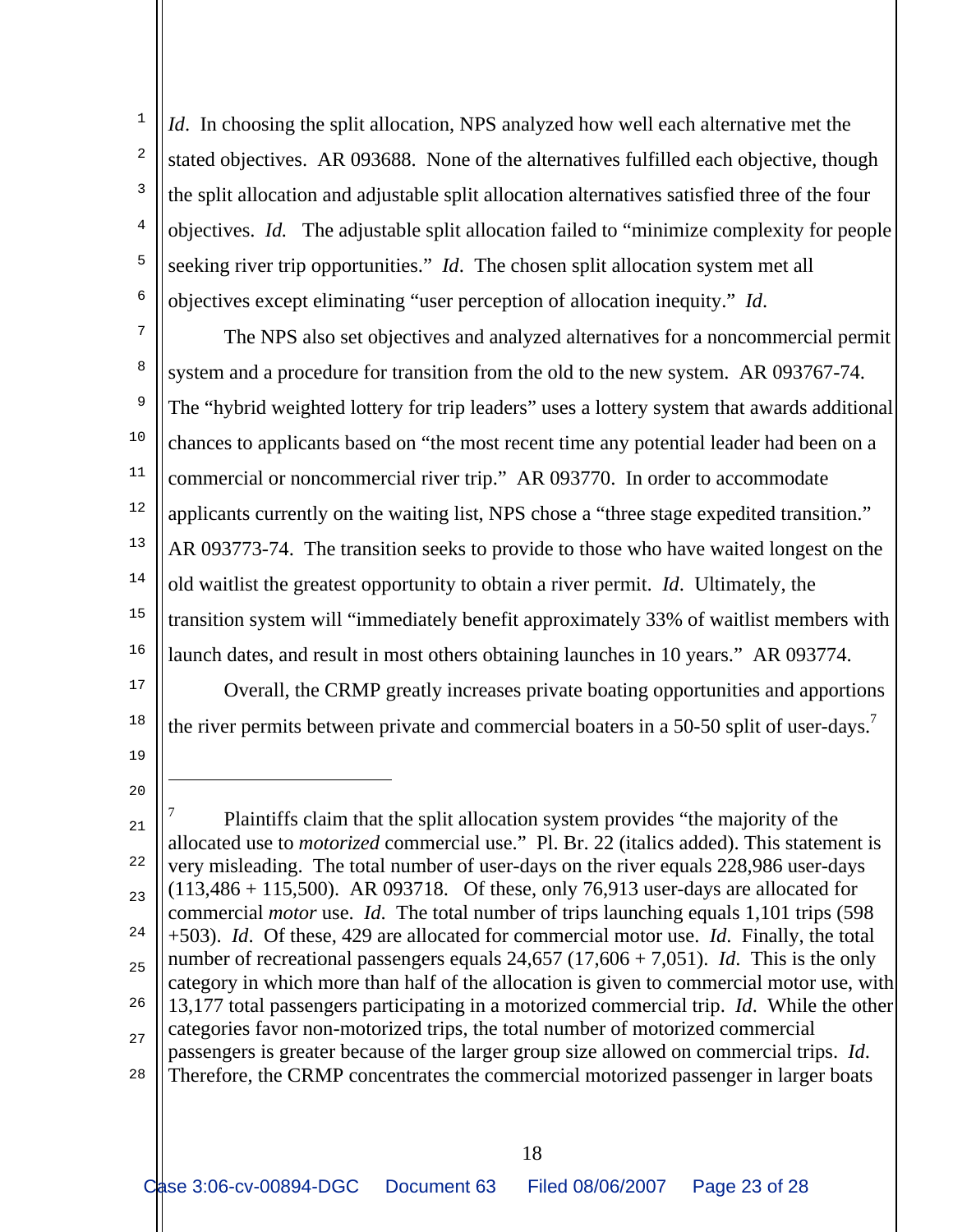*Id*. In choosing the split allocation, NPS analyzed how well each alternative met the stated objectives. AR 093688. None of the alternatives fulfilled each objective, though the split allocation and adjustable split allocation alternatives satisfied three of the four objectives. *Id.* The adjustable split allocation failed to "minimize complexity for people seeking river trip opportunities." *Id*. The chosen split allocation system met all objectives except eliminating "user perception of allocation inequity." *Id*.

The NPS also set objectives and analyzed alternatives for a noncommercial permit system and a procedure for transition from the old to the new system. AR 093767-74. The "hybrid weighted lottery for trip leaders" uses a lottery system that awards additional chances to applicants based on "the most recent time any potential leader had been on a commercial or noncommercial river trip." AR 093770. In order to accommodate applicants currently on the waiting list, NPS chose a "three stage expedited transition." AR 093773-74. The transition seeks to provide to those who have waited longest on the old waitlist the greatest opportunity to obtain a river permit. *Id*. Ultimately, the transition system will "immediately benefit approximately 33% of waitlist members with launch dates, and result in most others obtaining launches in 10 years." AR 093774.

Overall, the CRMP greatly increases private boating opportunities and apportions the river permits between private and commercial boaters in a 50-50 split of user-days.[7]

---

[7] Plaintiffs claim that the split allocation system provides "the majority of the allocated use to *motorized* commercial use." Pl. Br. 22 (italics added). This statement is very misleading. The total number of user-days on the river equals 228,986 user-days (113,486 + 115,500). AR 093718. Of these, only 76,913 user-days are allocated for commercial *motor* use. *Id.* The total number of trips launching equals 1,101 trips (598 +503). *Id*. Of these, 429 are allocated for commercial motor use. *Id.* Finally, the total number of recreational passengers equals 24,657 (17,606 + 7,051). *Id.* This is the only category in which more than half of the allocation is given to commercial motor use, with 13,177 total passengers participating in a motorized commercial trip. *Id*. While the other categories favor non-motorized trips, the total number of motorized commercial passengers is greater because of the larger group size allowed on commercial trips. *Id.* Therefore, the CRMP concentrates the commercial motorized passenger in larger boats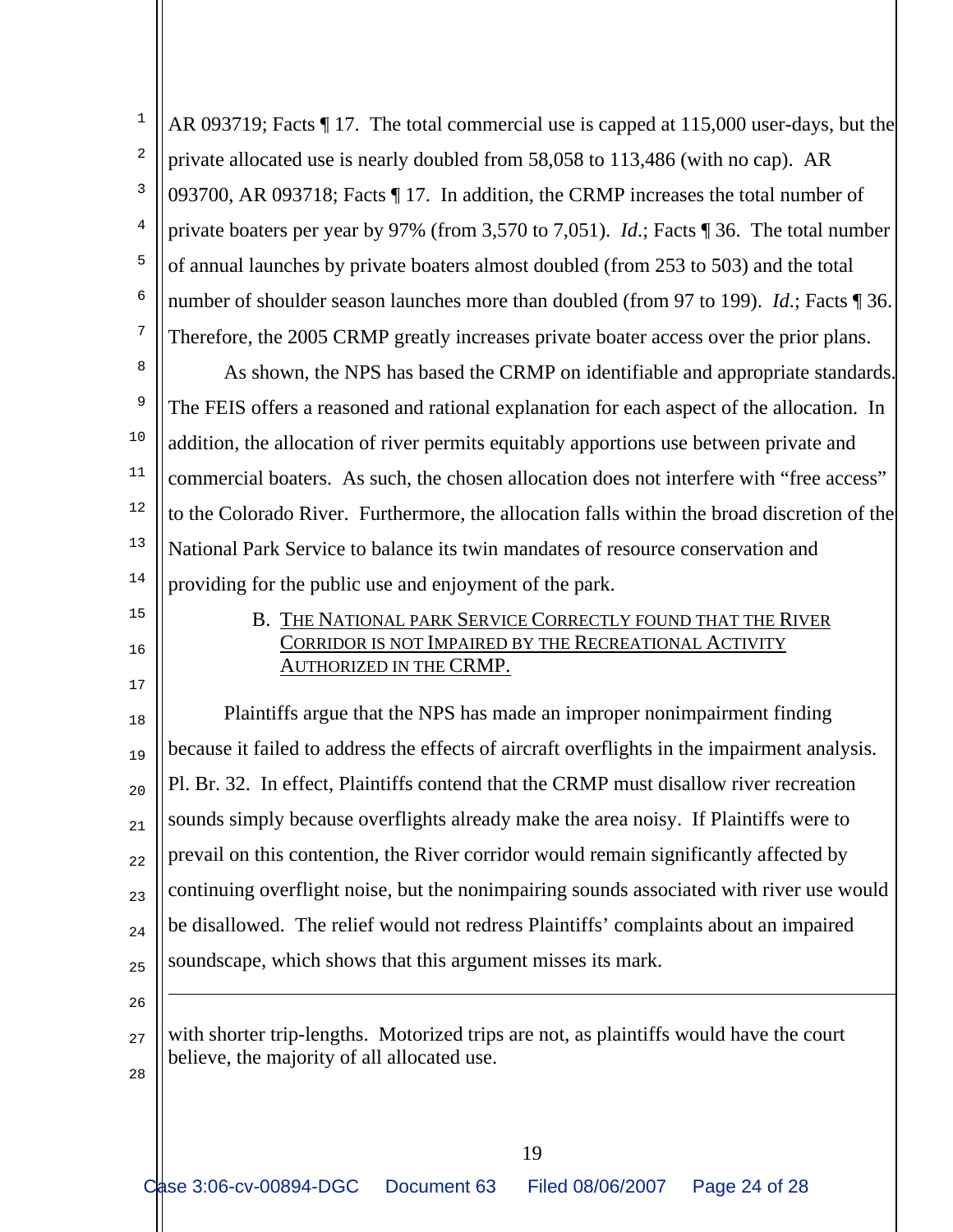AR 093719; Facts ¶ 17. The total commercial use is capped at 115,000 user-days, but the private allocated use is nearly doubled from 58,058 to 113,486 (with no cap). AR 093700, AR 093718; Facts ¶ 17. In addition, the CRMP increases the total number of private boaters per year by 97% (from 3,570 to 7,051). *Id*.; Facts ¶ 36. The total number of annual launches by private boaters almost doubled (from 253 to 503) and the total number of shoulder season launches more than doubled (from 97 to 199). *Id*.; Facts ¶ 36. Therefore, the 2005 CRMP greatly increases private boater access over the prior plans.

As shown, the NPS has based the CRMP on identifiable and appropriate standards. The FEIS offers a reasoned and rational explanation for each aspect of the allocation. In addition, the allocation of river permits equitably apportions use between private and commercial boaters. As such, the chosen allocation does not interfere with "free access" to the Colorado River. Furthermore, the allocation falls within the broad discretion of the National Park Service to balance its twin mandates of resource conservation and providing for the public use and enjoyment of the park.

### B. THE NATIONAL PARK SERVICE CORRECTLY FOUND THAT THE RIVER CORRIDOR IS NOT IMPAIRED BY THE RECREATIONAL ACTIVITY AUTHORIZED IN THE CRMP.

Plaintiffs argue that the NPS has made an improper nonimpairment finding because it failed to address the effects of aircraft overflights in the impairment analysis. Pl. Br. 32. In effect, Plaintiffs contend that the CRMP must disallow river recreation sounds simply because overflights already make the area noisy. If Plaintiffs were to prevail on this contention, the River corridor would remain significantly affected by continuing overflight noise, but the nonimpairing sounds associated with river use would be disallowed. The relief would not redress Plaintiffs' complaints about an impaired soundscape, which shows that this argument misses its mark.

---

with shorter trip-lengths. Motorized trips are not, as plaintiffs would have the court believe, the majority of all allocated use.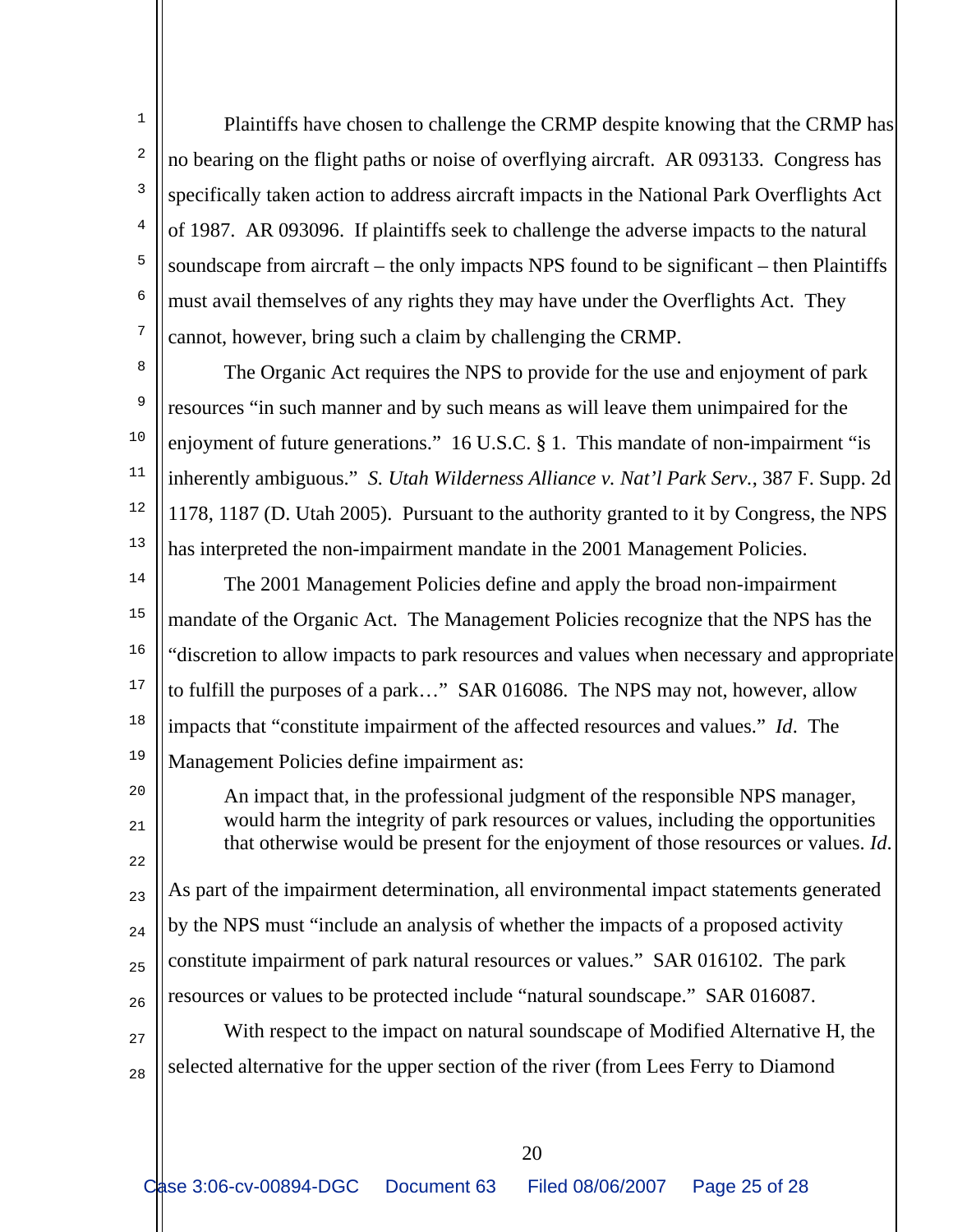Plaintiffs have chosen to challenge the CRMP despite knowing that the CRMP has no bearing on the flight paths or noise of overflying aircraft. AR 093133. Congress has specifically taken action to address aircraft impacts in the National Park Overflights Act of 1987. AR 093096. If plaintiffs seek to challenge the adverse impacts to the natural soundscape from aircraft – the only impacts NPS found to be significant – then Plaintiffs must avail themselves of any rights they may have under the Overflights Act. They cannot, however, bring such a claim by challenging the CRMP.

The Organic Act requires the NPS to provide for the use and enjoyment of park resources "in such manner and by such means as will leave them unimpaired for the enjoyment of future generations." 16 U.S.C. § 1. This mandate of non-impairment "is inherently ambiguous." *S. Utah Wilderness Alliance v. Nat'l Park Serv.*, 387 F. Supp. 2d 1178, 1187 (D. Utah 2005). Pursuant to the authority granted to it by Congress, the NPS has interpreted the non-impairment mandate in the 2001 Management Policies.

The 2001 Management Policies define and apply the broad non-impairment mandate of the Organic Act. The Management Policies recognize that the NPS has the "discretion to allow impacts to park resources and values when necessary and appropriate to fulfill the purposes of a park…" SAR 016086. The NPS may not, however, allow impacts that "constitute impairment of the affected resources and values." *Id*. The Management Policies define impairment as:

> An impact that, in the professional judgment of the responsible NPS manager, would harm the integrity of park resources or values, including the opportunities that otherwise would be present for the enjoyment of those resources or values. *Id.*

As part of the impairment determination, all environmental impact statements generated by the NPS must "include an analysis of whether the impacts of a proposed activity constitute impairment of park natural resources or values." SAR 016102. The park resources or values to be protected include "natural soundscape." SAR 016087.

With respect to the impact on natural soundscape of Modified Alternative H, the selected alternative for the upper section of the river (from Lees Ferry to Diamond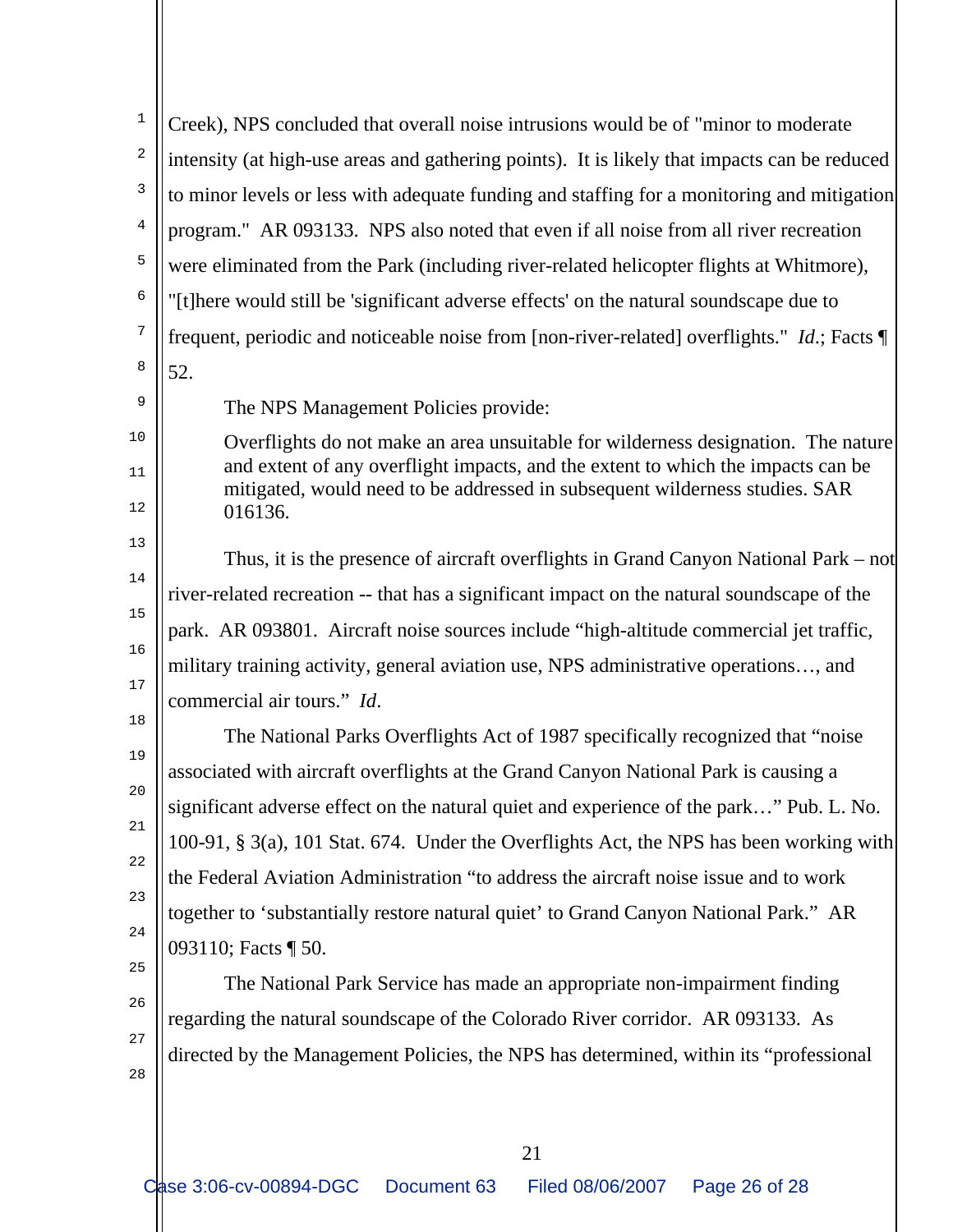Creek), NPS concluded that overall noise intrusions would be of "minor to moderate intensity (at high-use areas and gathering points). It is likely that impacts can be reduced to minor levels or less with adequate funding and staffing for a monitoring and mitigation program." AR 093133. NPS also noted that even if all noise from all river recreation were eliminated from the Park (including river-related helicopter flights at Whitmore), "[t]here would still be 'significant adverse effects' on the natural soundscape due to frequent, periodic and noticeable noise from [non-river-related] overflights." *Id.*; Facts ¶ 52.

The NPS Management Policies provide:

> Overflights do not make an area unsuitable for wilderness designation. The nature and extent of any overflight impacts, and the extent to which the impacts can be mitigated, would need to be addressed in subsequent wilderness studies. SAR 016136.

Thus, it is the presence of aircraft overflights in Grand Canyon National Park – not river-related recreation -- that has a significant impact on the natural soundscape of the park. AR 093801. Aircraft noise sources include "high-altitude commercial jet traffic, military training activity, general aviation use, NPS administrative operations…, and commercial air tours." *Id*.

The National Parks Overflights Act of 1987 specifically recognized that "noise associated with aircraft overflights at the Grand Canyon National Park is causing a significant adverse effect on the natural quiet and experience of the park…" Pub. L. No. 100-91, § 3(a), 101 Stat. 674. Under the Overflights Act, the NPS has been working with the Federal Aviation Administration "to address the aircraft noise issue and to work together to 'substantially restore natural quiet' to Grand Canyon National Park." AR 093110; Facts ¶ 50.

The National Park Service has made an appropriate non-impairment finding regarding the natural soundscape of the Colorado River corridor. AR 093133. As directed by the Management Policies, the NPS has determined, within its "professional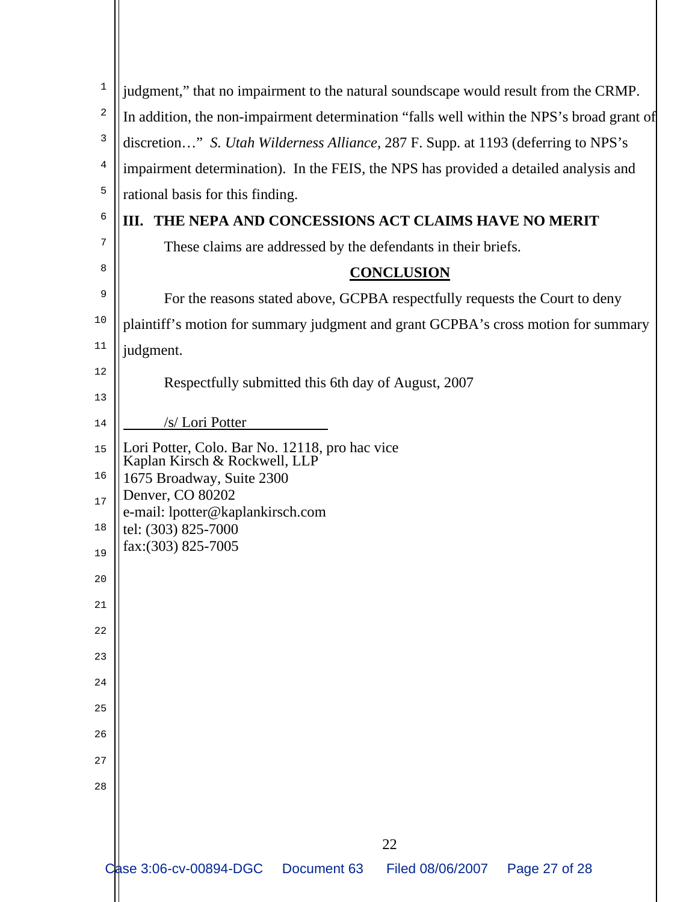judgment," that no impairment to the natural soundscape would result from the CRMP. In addition, the non-impairment determination "falls well within the NPS's broad grant of discretion…" *S. Utah Wilderness Alliance*, 287 F. Supp. at 1193 (deferring to NPS's impairment determination). In the FEIS, the NPS has provided a detailed analysis and rational basis for this finding.

## III. THE NEPA AND CONCESSIONS ACT CLAIMS HAVE NO MERIT

These claims are addressed by the defendants in their briefs.

## CONCLUSION

For the reasons stated above, GCPBA respectfully requests the Court to deny plaintiff's motion for summary judgment and grant GCPBA's cross motion for summary judgment.

Respectfully submitted this 6th day of August, 2007

/s/ Lori Potter

Lori Potter, Colo. Bar No. 12118, pro hac vice
Kaplan Kirsch & Rockwell, LLP
1675 Broadway, Suite 2300
Denver, CO 80202
e-mail: lpotter@kaplankirsch.com
tel: (303) 825-7000
fax:(303) 825-7005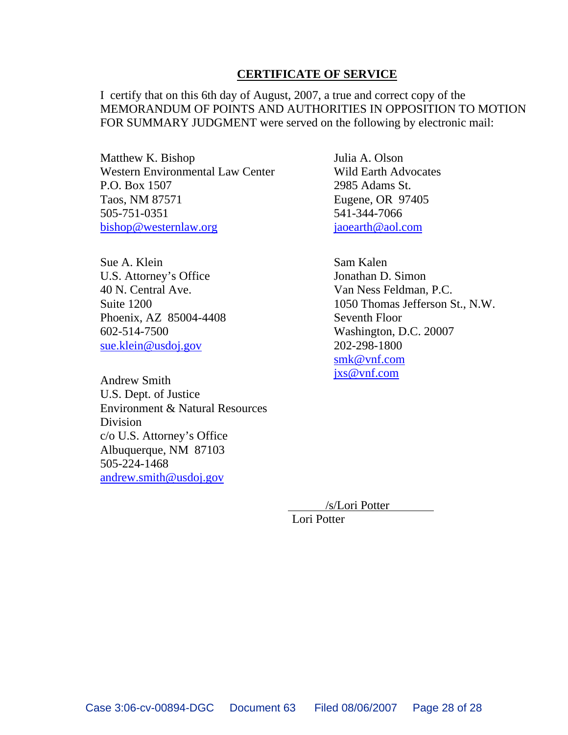## CERTIFICATE OF SERVICE

I certify that on this 6th day of August, 2007, a true and correct copy of the MEMORANDUM OF POINTS AND AUTHORITIES IN OPPOSITION TO MOTION FOR SUMMARY JUDGMENT were served on the following by electronic mail:

Matthew K. Bishop
Western Environmental Law Center
P.O. Box 1507
Taos, NM 87571
505-751-0351
bishop@westernlaw.org

Julia A. Olson
Wild Earth Advocates
2985 Adams St.
Eugene, OR 97405
541-344-7066
jaoearth@aol.com

Sue A. Klein
U.S. Attorney's Office
40 N. Central Ave.
Suite 1200
Phoenix, AZ 85004-4408
602-514-7500
sue.klein@usdoj.gov

Sam Kalen
Jonathan D. Simon
Van Ness Feldman, P.C.
1050 Thomas Jefferson St., N.W.
Seventh Floor
Washington, D.C. 20007
202-298-1800
smk@vnf.com
jxs@vnf.com

Andrew Smith
U.S. Dept. of Justice
Environment & Natural Resources Division
c/o U.S. Attorney's Office
Albuquerque, NM 87103
505-224-1468
andrew.smith@usdoj.gov

/s/Lori Potter
Lori Potter